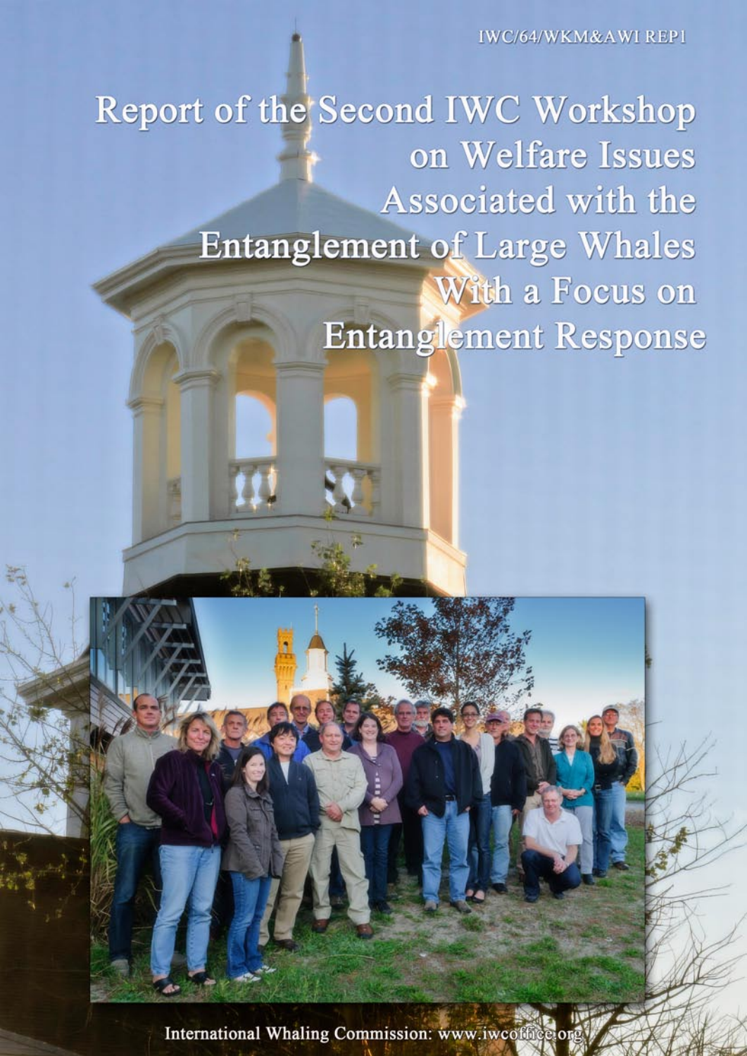IWC/64/WKM&AWI REP1

# Report of the Second IWC Workshop on Welfare Issues Associated with the Entanglement of Large Whales With a Focus on Entanglement Response

International Whaling Commission: www.iwcoffice.org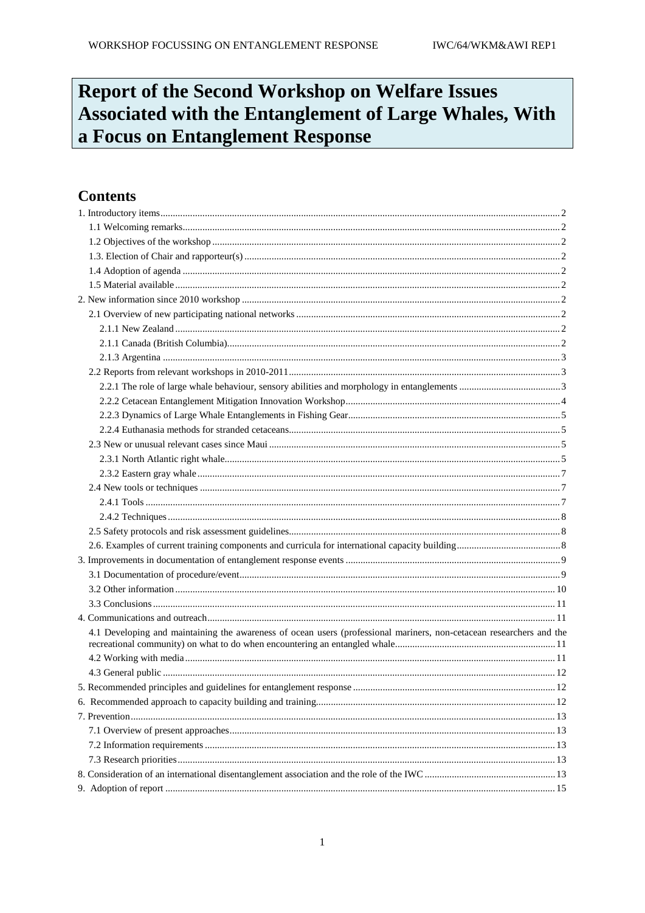# Report of the Second Workshop on Welfare Issues Associated with the Entanglement of Large Whales, With a Focus on Entanglement Response

## Contents

1. Introductory items ..... 2
   - 1.1 Welcoming remarks ..... 2
   - 1.2 Objectives of the workshop ..... 2
   - 1.3. Election of Chair and rapporteur(s) ..... 2
   - 1.4 Adoption of agenda ..... 2
   - 1.5 Material available ..... 2
2. New information since 2010 workshop ..... 2
   - 2.1 Overview of new participating national networks ..... 2
     - 2.1.1 New Zealand ..... 2
     - 2.1.1 Canada (British Columbia) ..... 2
     - 2.1.3 Argentina ..... 3
   - 2.2 Reports from relevant workshops in 2010-2011 ..... 3
     - 2.2.1 The role of large whale behaviour, sensory abilities and morphology in entanglements ..... 3
     - 2.2.2 Cetacean Entanglement Mitigation Innovation Workshop ..... 4
     - 2.2.3 Dynamics of Large Whale Entanglements in Fishing Gear ..... 5
     - 2.2.4 Euthanasia methods for stranded cetaceans ..... 5
   - 2.3 New or unusual relevant cases since Maui ..... 5
     - 2.3.1 North Atlantic right whale ..... 5
     - 2.3.2 Eastern gray whale ..... 7
   - 2.4 New tools or techniques ..... 7
     - 2.4.1 Tools ..... 7
     - 2.4.2 Techniques ..... 8
   - 2.5 Safety protocols and risk assessment guidelines ..... 8
   - 2.6. Examples of current training components and curricula for international capacity building ..... 8
3. Improvements in documentation of entanglement response events ..... 9
   - 3.1 Documentation of procedure/event ..... 9
   - 3.2 Other information ..... 10
   - 3.3 Conclusions ..... 11
4. Communications and outreach ..... 11
   - 4.1 Developing and maintaining the awareness of ocean users (professional mariners, non-cetacean researchers and the recreational community) on what to do when encountering an entangled whale ..... 11
   - 4.2 Working with media ..... 11
   - 4.3 General public ..... 12
5. Recommended principles and guidelines for entanglement response ..... 12
6. Recommended approach to capacity building and training ..... 12
7. Prevention ..... 13
   - 7.1 Overview of present approaches ..... 13
   - 7.2 Information requirements ..... 13
   - 7.3 Research priorities ..... 13
8. Consideration of an international disentanglement association and the role of the IWC ..... 13
9. Adoption of report ..... 15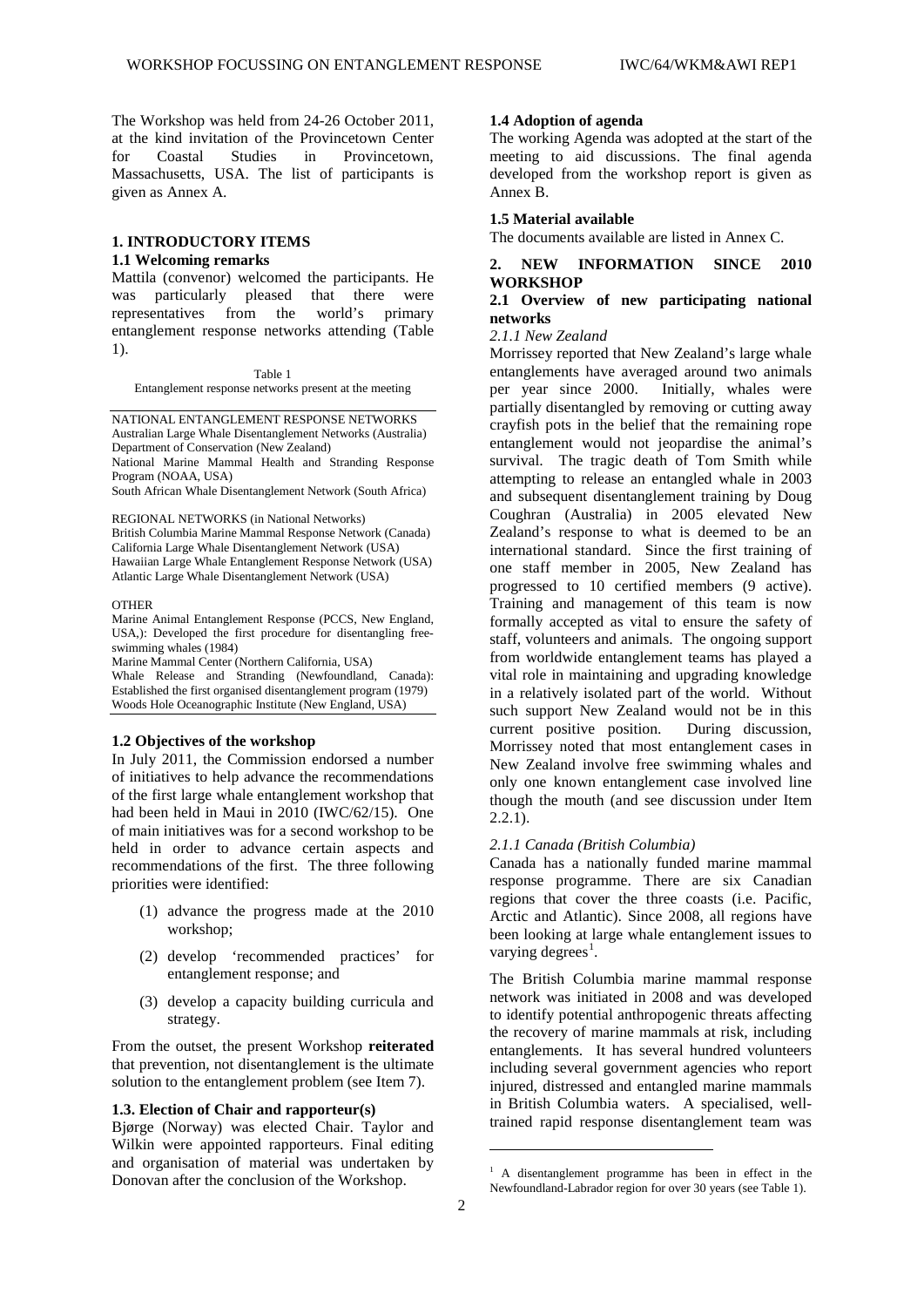The Workshop was held from 24-26 October 2011, at the kind invitation of the Provincetown Center for Coastal Studies in Provincetown, Massachusetts, USA. The list of participants is given as Annex A.

## 1. INTRODUCTORY ITEMS

### 1.1 Welcoming remarks

Mattila (convenor) welcomed the participants. He was particularly pleased that there were representatives from the world's primary entanglement response networks attending (Table 1).

Table 1
Entanglement response networks present at the meeting

| |
|---|
| NATIONAL ENTANGLEMENT RESPONSE NETWORKS |
| Australian Large Whale Disentanglement Networks (Australia) |
| Department of Conservation (New Zealand) |
| National Marine Mammal Health and Stranding Response Program (NOAA, USA) |
| South African Whale Disentanglement Network (South Africa) |
| REGIONAL NETWORKS (in National Networks) |
| British Columbia Marine Mammal Response Network (Canada) |
| California Large Whale Disentanglement Network (USA) |
| Hawaiian Large Whale Entanglement Response Network (USA) |
| Atlantic Large Whale Disentanglement Network (USA) |
| OTHER |
| Marine Animal Entanglement Response (PCCS, New England, USA,): Developed the first procedure for disentangling free-swimming whales (1984) |
| Marine Mammal Center (Northern California, USA) |
| Whale Release and Stranding (Newfoundland, Canada): Established the first organised disentanglement program (1979) |
| Woods Hole Oceanographic Institute (New England, USA) |

### 1.2 Objectives of the workshop

In July 2011, the Commission endorsed a number of initiatives to help advance the recommendations of the first large whale entanglement workshop that had been held in Maui in 2010 (IWC/62/15). One of main initiatives was for a second workshop to be held in order to advance certain aspects and recommendations of the first. The three following priorities were identified:

1. advance the progress made at the 2010 workshop;
2. develop 'recommended practices' for entanglement response; and
3. develop a capacity building curricula and strategy.

From the outset, the present Workshop **reiterated** that prevention, not disentanglement is the ultimate solution to the entanglement problem (see Item 7).

### 1.3. Election of Chair and rapporteur(s)

Bjørge (Norway) was elected Chair. Taylor and Wilkin were appointed rapporteurs. Final editing and organisation of material was undertaken by Donovan after the conclusion of the Workshop.

### 1.4 Adoption of agenda

The working Agenda was adopted at the start of the meeting to aid discussions. The final agenda developed from the workshop report is given as Annex B.

### 1.5 Material available

The documents available are listed in Annex C.

## 2. NEW INFORMATION SINCE 2010 WORKSHOP

### 2.1 Overview of new participating national networks

*2.1.1 New Zealand*

Morrissey reported that New Zealand's large whale entanglements have averaged around two animals per year since 2000. Initially, whales were partially disentangled by removing or cutting away crayfish pots in the belief that the remaining rope entanglement would not jeopardise the animal's survival. The tragic death of Tom Smith while attempting to release an entangled whale in 2003 and subsequent disentanglement training by Doug Coughran (Australia) in 2005 elevated New Zealand's response to what is deemed to be an international standard. Since the first training of one staff member in 2005, New Zealand has progressed to 10 certified members (9 active). Training and management of this team is now formally accepted as vital to ensure the safety of staff, volunteers and animals. The ongoing support from worldwide entanglement teams has played a vital role in maintaining and upgrading knowledge in a relatively isolated part of the world. Without such support New Zealand would not be in this current positive position. During discussion, Morrissey noted that most entanglement cases in New Zealand involve free swimming whales and only one known entanglement case involved line though the mouth (and see discussion under Item 2.2.1).

*2.1.1 Canada (British Columbia)*

Canada has a nationally funded marine mammal response programme. There are six Canadian regions that cover the three coasts (i.e. Pacific, Arctic and Atlantic). Since 2008, all regions have been looking at large whale entanglement issues to varying degrees[1].

The British Columbia marine mammal response network was initiated in 2008 and was developed to identify potential anthropogenic threats affecting the recovery of marine mammals at risk, including entanglements. It has several hundred volunteers including several government agencies who report injured, distressed and entangled marine mammals in British Columbia waters. A specialised, well-trained rapid response disentanglement team was

[1] A disentanglement programme has been in effect in the Newfoundland-Labrador region for over 30 years (see Table 1).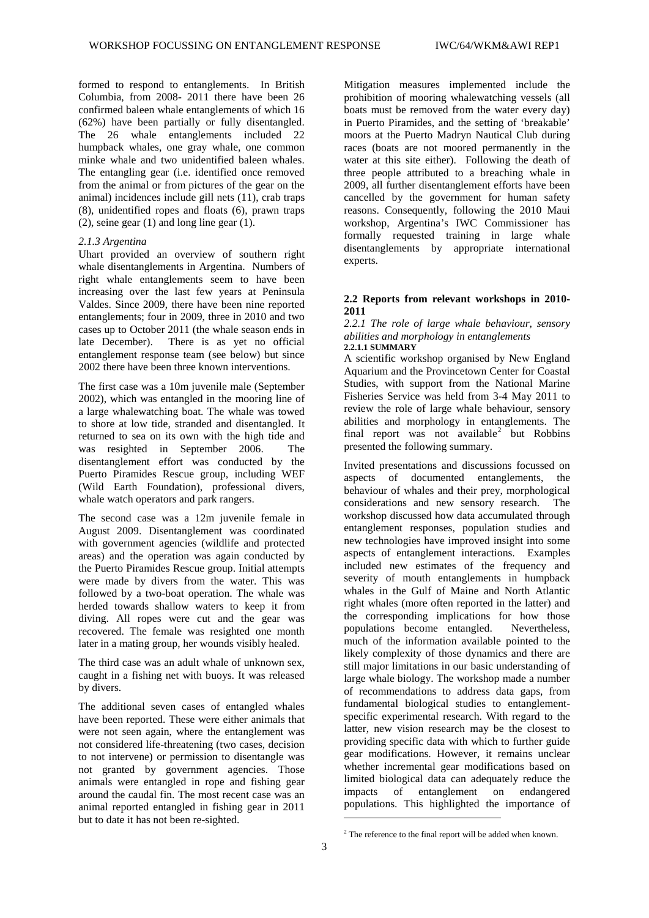formed to respond to entanglements. In British Columbia, from 2008- 2011 there have been 26 confirmed baleen whale entanglements of which 16 (62%) have been partially or fully disentangled. The 26 whale entanglements included 22 humpback whales, one gray whale, one common minke whale and two unidentified baleen whales. The entangling gear (i.e. identified once removed from the animal or from pictures of the gear on the animal) incidences include gill nets (11), crab traps (8), unidentified ropes and floats (6), prawn traps (2), seine gear (1) and long line gear (1).

### *2.1.3 Argentina*

Uhart provided an overview of southern right whale disentanglements in Argentina. Numbers of right whale entanglements seem to have been increasing over the last few years at Peninsula Valdes. Since 2009, there have been nine reported entanglements; four in 2009, three in 2010 and two cases up to October 2011 (the whale season ends in late December). There is as yet no official entanglement response team (see below) but since 2002 there have been three known interventions.

The first case was a 10m juvenile male (September 2002), which was entangled in the mooring line of a large whalewatching boat. The whale was towed to shore at low tide, stranded and disentangled. It returned to sea on its own with the high tide and was resighted in September 2006. The disentanglement effort was conducted by the Puerto Piramides Rescue group, including WEF (Wild Earth Foundation), professional divers, whale watch operators and park rangers.

The second case was a 12m juvenile female in August 2009. Disentanglement was coordinated with government agencies (wildlife and protected areas) and the operation was again conducted by the Puerto Piramides Rescue group. Initial attempts were made by divers from the water. This was followed by a two-boat operation. The whale was herded towards shallow waters to keep it from diving. All ropes were cut and the gear was recovered. The female was resighted one month later in a mating group, her wounds visibly healed.

The third case was an adult whale of unknown sex, caught in a fishing net with buoys. It was released by divers.

The additional seven cases of entangled whales have been reported. These were either animals that were not seen again, where the entanglement was not considered life-threatening (two cases, decision to not intervene) or permission to disentangle was not granted by government agencies. Those animals were entangled in rope and fishing gear around the caudal fin. The most recent case was an animal reported entangled in fishing gear in 2011 but to date it has not been re-sighted.

Mitigation measures implemented include the prohibition of mooring whalewatching vessels (all boats must be removed from the water every day) in Puerto Piramides, and the setting of 'breakable' moors at the Puerto Madryn Nautical Club during races (boats are not moored permanently in the water at this site either). Following the death of three people attributed to a breaching whale in 2009, all further disentanglement efforts have been cancelled by the government for human safety reasons. Consequently, following the 2010 Maui workshop, Argentina's IWC Commissioner has formally requested training in large whale disentanglements by appropriate international experts.

## 2.2 Reports from relevant workshops in 2010-2011

### *2.2.1 The role of large whale behaviour, sensory abilities and morphology in entanglements*

#### 2.2.1.1 SUMMARY

A scientific workshop organised by New England Aquarium and the Provincetown Center for Coastal Studies, with support from the National Marine Fisheries Service was held from 3-4 May 2011 to review the role of large whale behaviour, sensory abilities and morphology in entanglements. The final report was not available[2] but Robbins presented the following summary.

Invited presentations and discussions focussed on aspects of documented entanglements, the behaviour of whales and their prey, morphological considerations and new sensory research. The workshop discussed how data accumulated through entanglement responses, population studies and new technologies have improved insight into some aspects of entanglement interactions. Examples included new estimates of the frequency and severity of mouth entanglements in humpback whales in the Gulf of Maine and North Atlantic right whales (more often reported in the latter) and the corresponding implications for how those populations become entangled. Nevertheless, much of the information available pointed to the likely complexity of those dynamics and there are still major limitations in our basic understanding of large whale biology. The workshop made a number of recommendations to address data gaps, from fundamental biological studies to entanglement-specific experimental research. With regard to the latter, new vision research may be the closest to providing specific data with which to further guide gear modifications. However, it remains unclear whether incremental gear modifications based on limited biological data can adequately reduce the impacts of entanglement on endangered populations. This highlighted the importance of

[2] The reference to the final report will be added when known.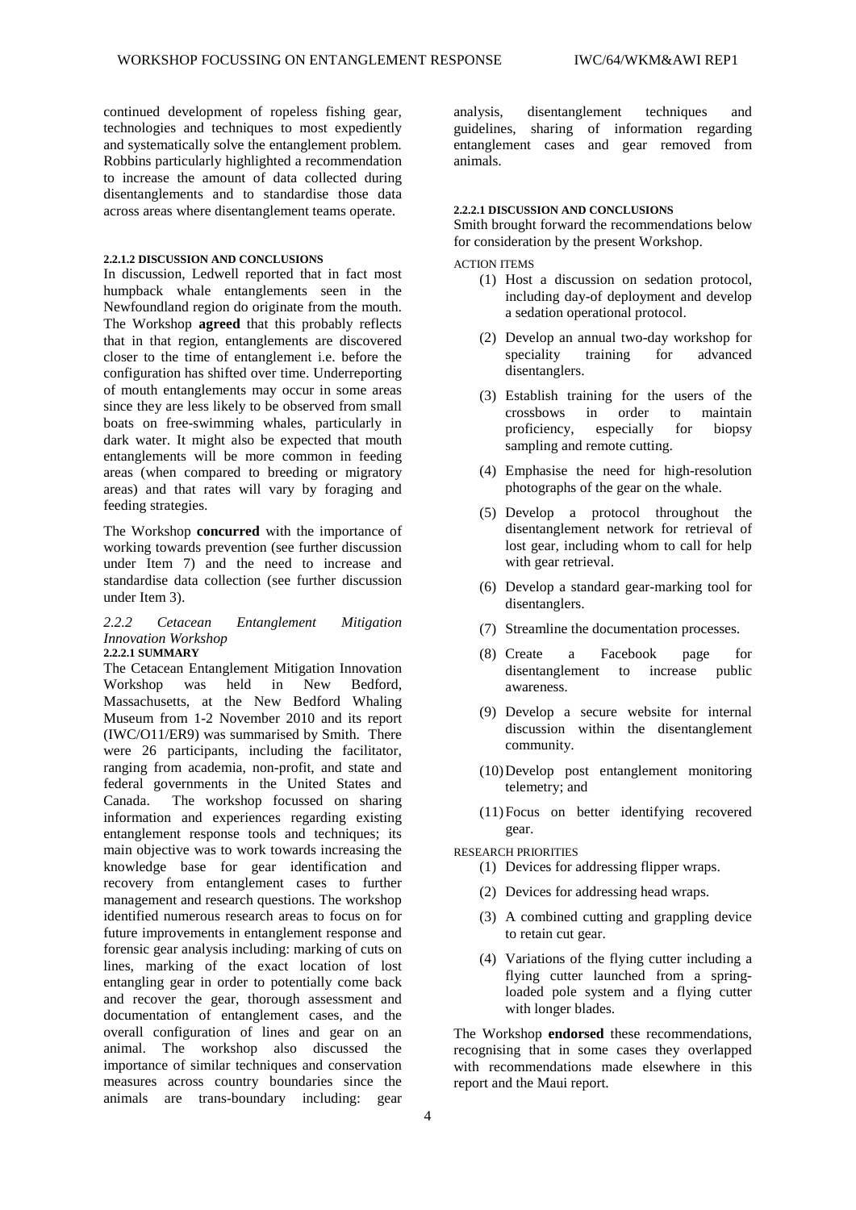continued development of ropeless fishing gear, technologies and techniques to most expediently and systematically solve the entanglement problem. Robbins particularly highlighted a recommendation to increase the amount of data collected during disentanglements and to standardise those data across areas where disentanglement teams operate.

#### 2.2.1.2 DISCUSSION AND CONCLUSIONS

In discussion, Ledwell reported that in fact most humpback whale entanglements seen in the Newfoundland region do originate from the mouth. The Workshop **agreed** that this probably reflects that in that region, entanglements are discovered closer to the time of entanglement i.e. before the configuration has shifted over time. Underreporting of mouth entanglements may occur in some areas since they are less likely to be observed from small boats on free-swimming whales, particularly in dark water. It might also be expected that mouth entanglements will be more common in feeding areas (when compared to breeding or migratory areas) and that rates will vary by foraging and feeding strategies.

The Workshop **concurred** with the importance of working towards prevention (see further discussion under Item 7) and the need to increase and standardise data collection (see further discussion under Item 3).

### *2.2.2 Cetacean Entanglement Mitigation Innovation Workshop*

#### 2.2.2.1 SUMMARY

The Cetacean Entanglement Mitigation Innovation Workshop was held in New Bedford, Massachusetts, at the New Bedford Whaling Museum from 1-2 November 2010 and its report (IWC/O11/ER9) was summarised by Smith. There were 26 participants, including the facilitator, ranging from academia, non-profit, and state and federal governments in the United States and Canada. The workshop focussed on sharing information and experiences regarding existing entanglement response tools and techniques; its main objective was to work towards increasing the knowledge base for gear identification and recovery from entanglement cases to further management and research questions. The workshop identified numerous research areas to focus on for future improvements in entanglement response and forensic gear analysis including: marking of cuts on lines, marking of the exact location of lost entangling gear in order to potentially come back and recover the gear, thorough assessment and documentation of entanglement cases, and the overall configuration of lines and gear on an animal. The workshop also discussed the importance of similar techniques and conservation measures across country boundaries since the animals are trans-boundary including: gear analysis, disentanglement techniques and guidelines, sharing of information regarding entanglement cases and gear removed from animals.

#### 2.2.2.1 DISCUSSION AND CONCLUSIONS

Smith brought forward the recommendations below for consideration by the present Workshop.

ACTION ITEMS

1. Host a discussion on sedation protocol, including day-of deployment and develop a sedation operational protocol.
2. Develop an annual two-day workshop for speciality training for advanced disentanglers.
3. Establish training for the users of the crossbows in order to maintain proficiency, especially for biopsy sampling and remote cutting.
4. Emphasise the need for high-resolution photographs of the gear on the whale.
5. Develop a protocol throughout the disentanglement network for retrieval of lost gear, including whom to call for help with gear retrieval.
6. Develop a standard gear-marking tool for disentanglers.
7. Streamline the documentation processes.
8. Create a Facebook page for disentanglement to increase public awareness.
9. Develop a secure website for internal discussion within the disentanglement community.
10. Develop post entanglement monitoring telemetry; and
11. Focus on better identifying recovered gear.

RESEARCH PRIORITIES

1. Devices for addressing flipper wraps.
2. Devices for addressing head wraps.
3. A combined cutting and grappling device to retain cut gear.
4. Variations of the flying cutter including a flying cutter launched from a spring-loaded pole system and a flying cutter with longer blades.

The Workshop **endorsed** these recommendations, recognising that in some cases they overlapped with recommendations made elsewhere in this report and the Maui report.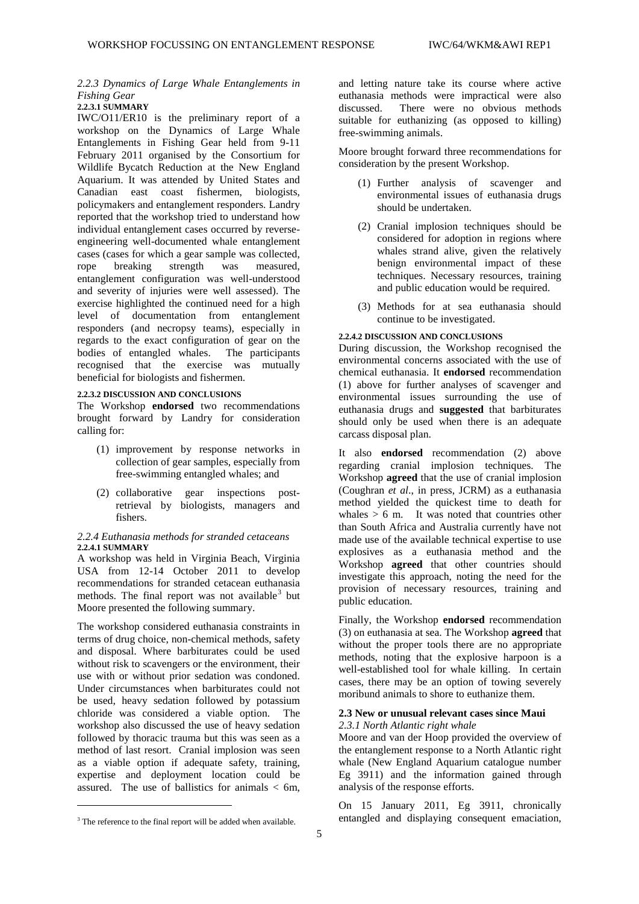### *2.2.3 Dynamics of Large Whale Entanglements in Fishing Gear*

#### 2.2.3.1 SUMMARY

IWC/O11/ER10 is the preliminary report of a workshop on the Dynamics of Large Whale Entanglements in Fishing Gear held from 9-11 February 2011 organised by the Consortium for Wildlife Bycatch Reduction at the New England Aquarium. It was attended by United States and Canadian east coast fishermen, biologists, policymakers and entanglement responders. Landry reported that the workshop tried to understand how individual entanglement cases occurred by reverse-engineering well-documented whale entanglement cases (cases for which a gear sample was collected, rope breaking strength was measured, entanglement configuration was well-understood and severity of injuries were well assessed). The exercise highlighted the continued need for a high level of documentation from entanglement responders (and necropsy teams), especially in regards to the exact configuration of gear on the bodies of entangled whales. The participants recognised that the exercise was mutually beneficial for biologists and fishermen.

#### 2.2.3.2 DISCUSSION AND CONCLUSIONS

The Workshop **endorsed** two recommendations brought forward by Landry for consideration calling for:

(1) improvement by response networks in collection of gear samples, especially from free-swimming entangled whales; and

(2) collaborative gear inspections post-retrieval by biologists, managers and fishers.

### *2.2.4 Euthanasia methods for stranded cetaceans*

#### 2.2.4.1 SUMMARY

A workshop was held in Virginia Beach, Virginia USA from 12-14 October 2011 to develop recommendations for stranded cetacean euthanasia methods. The final report was not available[3] but Moore presented the following summary.

The workshop considered euthanasia constraints in terms of drug choice, non-chemical methods, safety and disposal. Where barbiturates could be used without risk to scavengers or the environment, their use with or without prior sedation was condoned. Under circumstances when barbiturates could not be used, heavy sedation followed by potassium chloride was considered a viable option. The workshop also discussed the use of heavy sedation followed by thoracic trauma but this was seen as a method of last resort. Cranial implosion was seen as a viable option if adequate safety, training, expertise and deployment location could be assured. The use of ballistics for animals < 6m, and letting nature take its course where active euthanasia methods were impractical were also discussed. There were no obvious methods suitable for euthanizing (as opposed to killing) free-swimming animals.

Moore brought forward three recommendations for consideration by the present Workshop.

(1) Further analysis of scavenger and environmental issues of euthanasia drugs should be undertaken.

(2) Cranial implosion techniques should be considered for adoption in regions where whales strand alive, given the relatively benign environmental impact of these techniques. Necessary resources, training and public education would be required.

(3) Methods for at sea euthanasia should continue to be investigated.

#### 2.2.4.2 DISCUSSION AND CONCLUSIONS

During discussion, the Workshop recognised the environmental concerns associated with the use of chemical euthanasia. It **endorsed** recommendation (1) above for further analyses of scavenger and environmental issues surrounding the use of euthanasia drugs and **suggested** that barbiturates should only be used when there is an adequate carcass disposal plan.

It also **endorsed** recommendation (2) above regarding cranial implosion techniques. The Workshop **agreed** that the use of cranial implosion (Coughran *et al*., in press, JCRM) as a euthanasia method yielded the quickest time to death for whales > 6 m. It was noted that countries other than South Africa and Australia currently have not made use of the available technical expertise to use explosives as a euthanasia method and the Workshop **agreed** that other countries should investigate this approach, noting the need for the provision of necessary resources, training and public education.

Finally, the Workshop **endorsed** recommendation (3) on euthanasia at sea. The Workshop **agreed** that without the proper tools there are no appropriate methods, noting that the explosive harpoon is a well-established tool for whale killing. In certain cases, there may be an option of towing severely moribund animals to shore to euthanize them.

## 2.3 New or unusual relevant cases since Maui

### *2.3.1 North Atlantic right whale*

Moore and van der Hoop provided the overview of the entanglement response to a North Atlantic right whale (New England Aquarium catalogue number Eg 3911) and the information gained through analysis of the response efforts.

On 15 January 2011, Eg 3911, chronically entangled and displaying consequent emaciation,

[3] The reference to the final report will be added when available.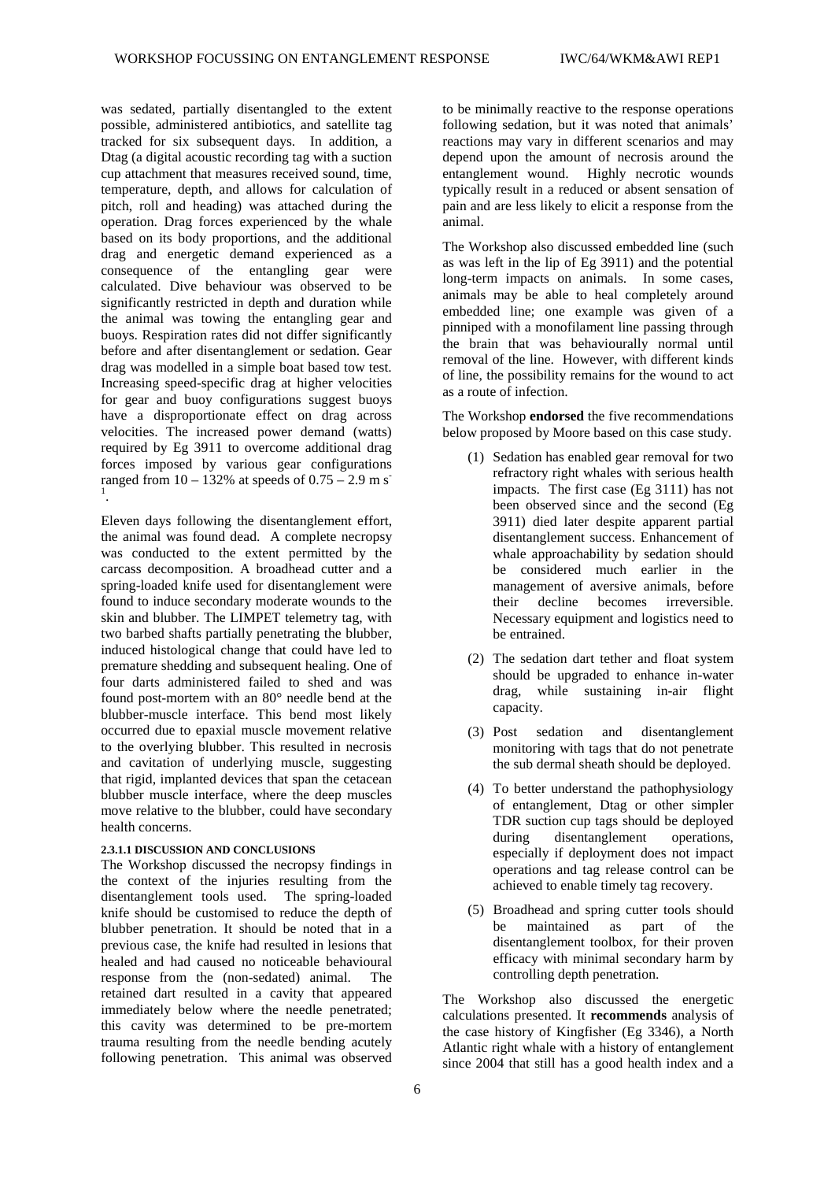was sedated, partially disentangled to the extent possible, administered antibiotics, and satellite tag tracked for six subsequent days. In addition, a Dtag (a digital acoustic recording tag with a suction cup attachment that measures received sound, time, temperature, depth, and allows for calculation of pitch, roll and heading) was attached during the operation. Drag forces experienced by the whale based on its body proportions, and the additional drag and energetic demand experienced as a consequence of the entangling gear were calculated. Dive behaviour was observed to be significantly restricted in depth and duration while the animal was towing the entangling gear and buoys. Respiration rates did not differ significantly before and after disentanglement or sedation. Gear drag was modelled in a simple boat based tow test. Increasing speed-specific drag at higher velocities for gear and buoy configurations suggest buoys have a disproportionate effect on drag across velocities. The increased power demand (watts) required by Eg 3911 to overcome additional drag forces imposed by various gear configurations ranged from 10 – 132% at speeds of 0.75 – 2.9 m $s^{-1}$.

Eleven days following the disentanglement effort, the animal was found dead. A complete necropsy was conducted to the extent permitted by the carcass decomposition. A broadhead cutter and a spring-loaded knife used for disentanglement were found to induce secondary moderate wounds to the skin and blubber. The LIMPET telemetry tag, with two barbed shafts partially penetrating the blubber, induced histological change that could have led to premature shedding and subsequent healing. One of four darts administered failed to shed and was found post-mortem with an 80° needle bend at the blubber-muscle interface. This bend most likely occurred due to epaxial muscle movement relative to the overlying blubber. This resulted in necrosis and cavitation of underlying muscle, suggesting that rigid, implanted devices that span the cetacean blubber muscle interface, where the deep muscles move relative to the blubber, could have secondary health concerns.

#### 2.3.1.1 DISCUSSION AND CONCLUSIONS

The Workshop discussed the necropsy findings in the context of the injuries resulting from the disentanglement tools used. The spring-loaded knife should be customised to reduce the depth of blubber penetration. It should be noted that in a previous case, the knife had resulted in lesions that healed and had caused no noticeable behavioural response from the (non-sedated) animal. The retained dart resulted in a cavity that appeared immediately below where the needle penetrated; this cavity was determined to be pre-mortem trauma resulting from the needle bending acutely following penetration. This animal was observed to be minimally reactive to the response operations following sedation, but it was noted that animals' reactions may vary in different scenarios and may depend upon the amount of necrosis around the entanglement wound. Highly necrotic wounds typically result in a reduced or absent sensation of pain and are less likely to elicit a response from the animal.

The Workshop also discussed embedded line (such as was left in the lip of Eg 3911) and the potential long-term impacts on animals. In some cases, animals may be able to heal completely around embedded line; one example was given of a pinniped with a monofilament line passing through the brain that was behaviourally normal until removal of the line. However, with different kinds of line, the possibility remains for the wound to act as a route of infection.

The Workshop **endorsed** the five recommendations below proposed by Moore based on this case study.

1. Sedation has enabled gear removal for two refractory right whales with serious health impacts. The first case (Eg 3111) has not been observed since and the second (Eg 3911) died later despite apparent partial disentanglement success. Enhancement of whale approachability by sedation should be considered much earlier in the management of aversive animals, before their decline becomes irreversible. Necessary equipment and logistics need to be entrained.
2. The sedation dart tether and float system should be upgraded to enhance in-water drag, while sustaining in-air flight capacity.
3. Post sedation and disentanglement monitoring with tags that do not penetrate the sub dermal sheath should be deployed.
4. To better understand the pathophysiology of entanglement, Dtag or other simpler TDR suction cup tags should be deployed during disentanglement operations, especially if deployment does not impact operations and tag release control can be achieved to enable timely tag recovery.
5. Broadhead and spring cutter tools should be maintained as part of the disentanglement toolbox, for their proven efficacy with minimal secondary harm by controlling depth penetration.

The Workshop also discussed the energetic calculations presented. It **recommends** analysis of the case history of Kingfisher (Eg 3346), a North Atlantic right whale with a history of entanglement since 2004 that still has a good health index and a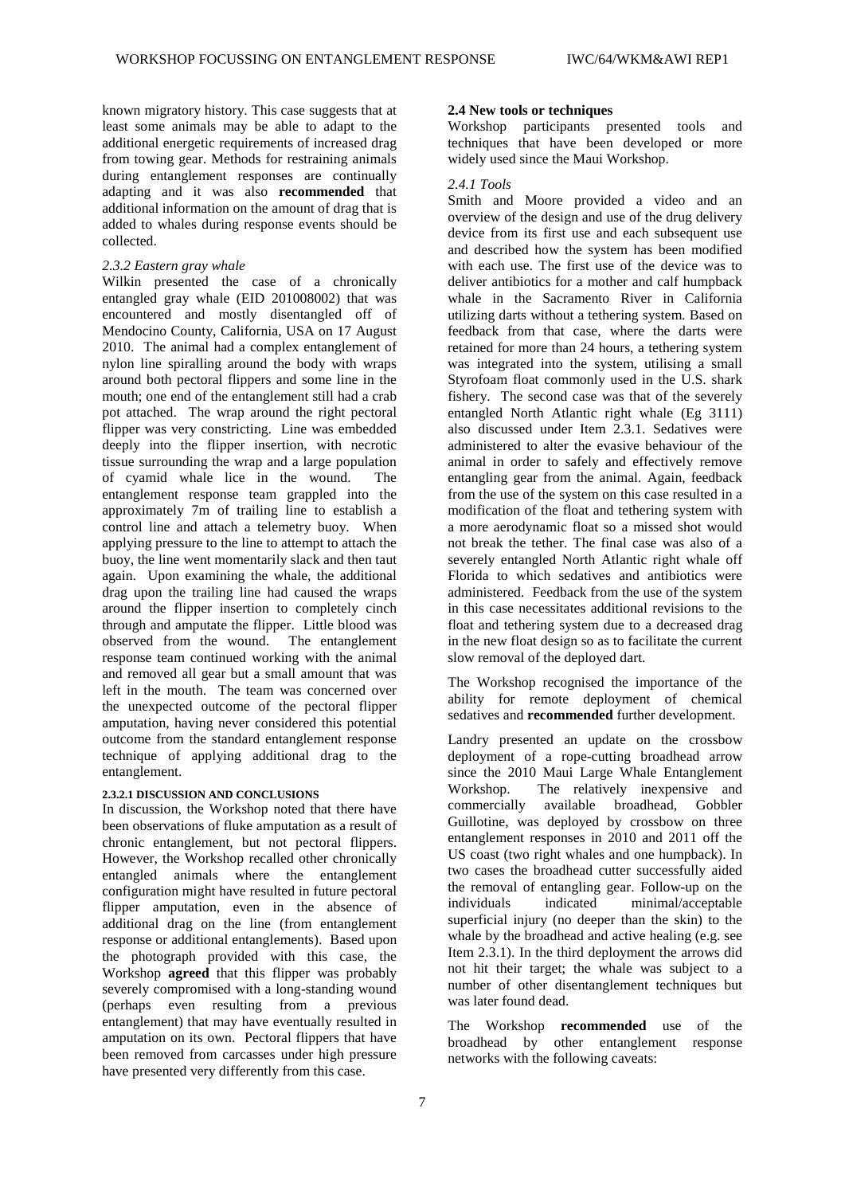known migratory history. This case suggests that at least some animals may be able to adapt to the additional energetic requirements of increased drag from towing gear. Methods for restraining animals during entanglement responses are continually adapting and it was also **recommended** that additional information on the amount of drag that is added to whales during response events should be collected.

### *2.3.2 Eastern gray whale*

Wilkin presented the case of a chronically entangled gray whale (EID 201008002) that was encountered and mostly disentangled off of Mendocino County, California, USA on 17 August 2010. The animal had a complex entanglement of nylon line spiralling around the body with wraps around both pectoral flippers and some line in the mouth; one end of the entanglement still had a crab pot attached. The wrap around the right pectoral flipper was very constricting. Line was embedded deeply into the flipper insertion, with necrotic tissue surrounding the wrap and a large population of cyamid whale lice in the wound. The entanglement response team grappled into the approximately 7m of trailing line to establish a control line and attach a telemetry buoy. When applying pressure to the line to attempt to attach the buoy, the line went momentarily slack and then taut again. Upon examining the whale, the additional drag upon the trailing line had caused the wraps around the flipper insertion to completely cinch through and amputate the flipper. Little blood was observed from the wound. The entanglement response team continued working with the animal and removed all gear but a small amount that was left in the mouth. The team was concerned over the unexpected outcome of the pectoral flipper amputation, having never considered this potential outcome from the standard entanglement response technique of applying additional drag to the entanglement.

#### 2.3.2.1 DISCUSSION AND CONCLUSIONS

In discussion, the Workshop noted that there have been observations of fluke amputation as a result of chronic entanglement, but not pectoral flippers. However, the Workshop recalled other chronically entangled animals where the entanglement configuration might have resulted in future pectoral flipper amputation, even in the absence of additional drag on the line (from entanglement response or additional entanglements). Based upon the photograph provided with this case, the Workshop **agreed** that this flipper was probably severely compromised with a long-standing wound (perhaps even resulting from a previous entanglement) that may have eventually resulted in amputation on its own. Pectoral flippers that have been removed from carcasses under high pressure have presented very differently from this case.

## 2.4 New tools or techniques

Workshop participants presented tools and techniques that have been developed or more widely used since the Maui Workshop.

### *2.4.1 Tools*

Smith and Moore provided a video and an overview of the design and use of the drug delivery device from its first use and each subsequent use and described how the system has been modified with each use. The first use of the device was to deliver antibiotics for a mother and calf humpback whale in the Sacramento River in California utilizing darts without a tethering system. Based on feedback from that case, where the darts were retained for more than 24 hours, a tethering system was integrated into the system, utilising a small Styrofoam float commonly used in the U.S. shark fishery. The second case was that of the severely entangled North Atlantic right whale (Eg 3111) also discussed under Item 2.3.1. Sedatives were administered to alter the evasive behaviour of the animal in order to safely and effectively remove entangling gear from the animal. Again, feedback from the use of the system on this case resulted in a modification of the float and tethering system with a more aerodynamic float so a missed shot would not break the tether. The final case was also of a severely entangled North Atlantic right whale off Florida to which sedatives and antibiotics were administered. Feedback from the use of the system in this case necessitates additional revisions to the float and tethering system due to a decreased drag in the new float design so as to facilitate the current slow removal of the deployed dart.

The Workshop recognised the importance of the ability for remote deployment of chemical sedatives and **recommended** further development.

Landry presented an update on the crossbow deployment of a rope-cutting broadhead arrow since the 2010 Maui Large Whale Entanglement Workshop. The relatively inexpensive and commercially available broadhead, Gobbler Guillotine, was deployed by crossbow on three entanglement responses in 2010 and 2011 off the US coast (two right whales and one humpback). In two cases the broadhead cutter successfully aided the removal of entangling gear. Follow-up on the individuals indicated minimal/acceptable superficial injury (no deeper than the skin) to the whale by the broadhead and active healing (e.g. see Item 2.3.1). In the third deployment the arrows did not hit their target; the whale was subject to a number of other disentanglement techniques but was later found dead.

The Workshop **recommended** use of the broadhead by other entanglement response networks with the following caveats: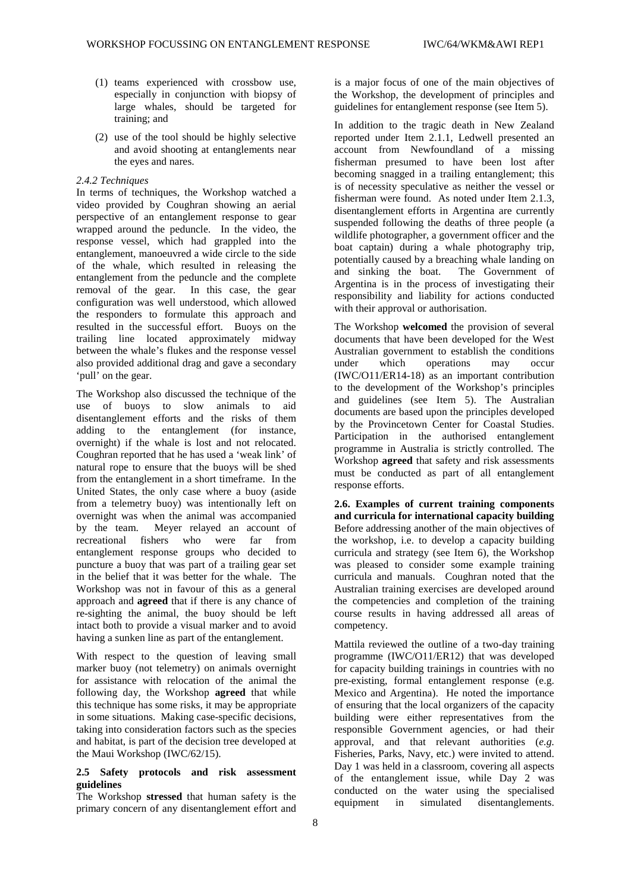(1) teams experienced with crossbow use, especially in conjunction with biopsy of large whales, should be targeted for training; and

(2) use of the tool should be highly selective and avoid shooting at entanglements near the eyes and nares.

*2.4.2 Techniques*

In terms of techniques, the Workshop watched a video provided by Coughran showing an aerial perspective of an entanglement response to gear wrapped around the peduncle. In the video, the response vessel, which had grappled into the entanglement, manoeuvred a wide circle to the side of the whale, which resulted in releasing the entanglement from the peduncle and the complete removal of the gear. In this case, the gear configuration was well understood, which allowed the responders to formulate this approach and resulted in the successful effort. Buoys on the trailing line located approximately midway between the whale's flukes and the response vessel also provided additional drag and gave a secondary 'pull' on the gear.

The Workshop also discussed the technique of the use of buoys to slow animals to aid disentanglement efforts and the risks of them adding to the entanglement (for instance, overnight) if the whale is lost and not relocated. Coughran reported that he has used a 'weak link' of natural rope to ensure that the buoys will be shed from the entanglement in a short timeframe. In the United States, the only case where a buoy (aside from a telemetry buoy) was intentionally left on overnight was when the animal was accompanied by the team. Meyer relayed an account of recreational fishers who were far from entanglement response groups who decided to puncture a buoy that was part of a trailing gear set in the belief that it was better for the whale. The Workshop was not in favour of this as a general approach and **agreed** that if there is any chance of re-sighting the animal, the buoy should be left intact both to provide a visual marker and to avoid having a sunken line as part of the entanglement.

With respect to the question of leaving small marker buoy (not telemetry) on animals overnight for assistance with relocation of the animal the following day, the Workshop **agreed** that while this technique has some risks, it may be appropriate in some situations. Making case-specific decisions, taking into consideration factors such as the species and habitat, is part of the decision tree developed at the Maui Workshop (IWC/62/15).

### 2.5 Safety protocols and risk assessment guidelines

The Workshop **stressed** that human safety is the primary concern of any disentanglement effort and is a major focus of one of the main objectives of the Workshop, the development of principles and guidelines for entanglement response (see Item 5).

In addition to the tragic death in New Zealand reported under Item 2.1.1, Ledwell presented an account from Newfoundland of a missing fisherman presumed to have been lost after becoming snagged in a trailing entanglement; this is of necessity speculative as neither the vessel or fisherman were found. As noted under Item 2.1.3, disentanglement efforts in Argentina are currently suspended following the deaths of three people (a wildlife photographer, a government officer and the boat captain) during a whale photography trip, potentially caused by a breaching whale landing on and sinking the boat. The Government of Argentina is in the process of investigating their responsibility and liability for actions conducted with their approval or authorisation.

The Workshop **welcomed** the provision of several documents that have been developed for the West Australian government to establish the conditions under which operations may occur (IWC/O11/ER14-18) as an important contribution to the development of the Workshop's principles and guidelines (see Item 5). The Australian documents are based upon the principles developed by the Provincetown Center for Coastal Studies. Participation in the authorised entanglement programme in Australia is strictly controlled. The Workshop **agreed** that safety and risk assessments must be conducted as part of all entanglement response efforts.

### 2.6. Examples of current training components and curricula for international capacity building

Before addressing another of the main objectives of the workshop, i.e. to develop a capacity building curricula and strategy (see Item 6), the Workshop was pleased to consider some example training curricula and manuals. Coughran noted that the Australian training exercises are developed around the competencies and completion of the training course results in having addressed all areas of competency.

Mattila reviewed the outline of a two-day training programme (IWC/O11/ER12) that was developed for capacity building trainings in countries with no pre-existing, formal entanglement response (e.g. Mexico and Argentina). He noted the importance of ensuring that the local organizers of the capacity building were either representatives from the responsible Government agencies, or had their approval, and that relevant authorities (*e.g.* Fisheries, Parks, Navy, etc.) were invited to attend. Day 1 was held in a classroom, covering all aspects of the entanglement issue, while Day 2 was conducted on the water using the specialised equipment in simulated disentanglements.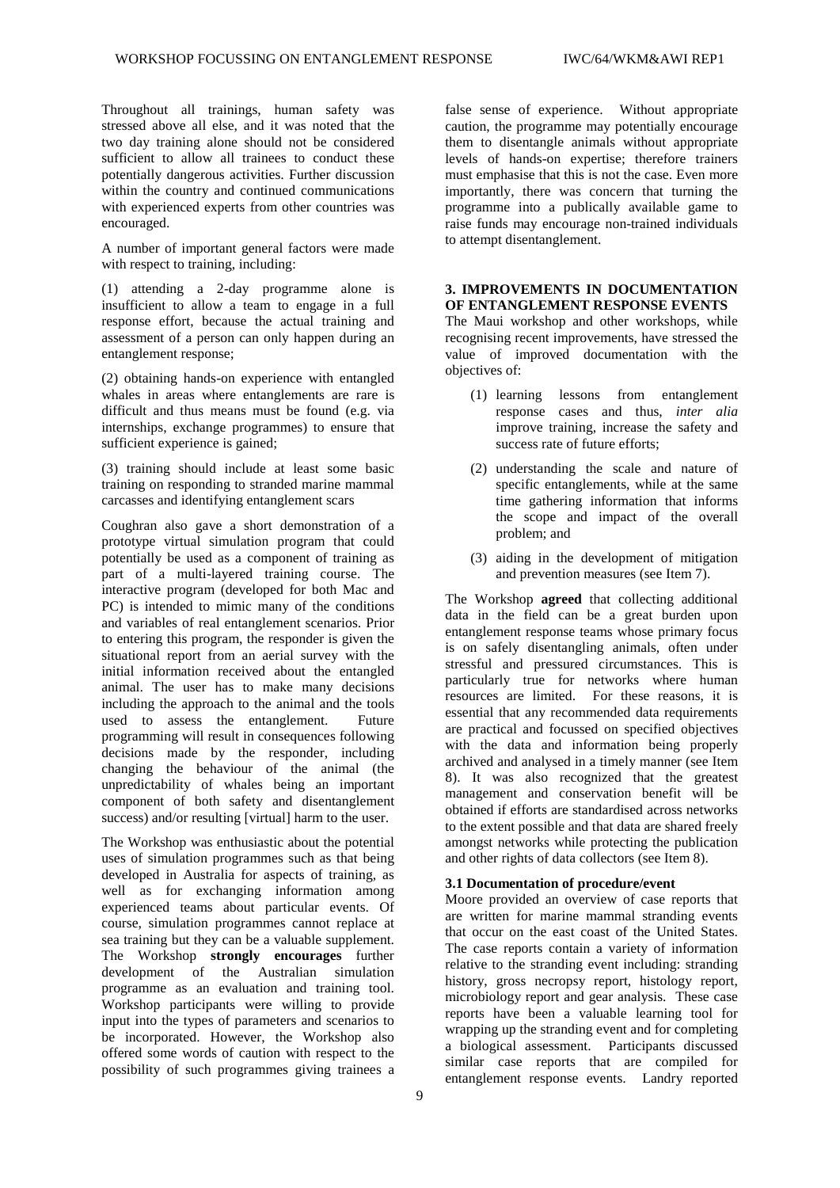Throughout all trainings, human safety was stressed above all else, and it was noted that the two day training alone should not be considered sufficient to allow all trainees to conduct these potentially dangerous activities. Further discussion within the country and continued communications with experienced experts from other countries was encouraged.

A number of important general factors were made with respect to training, including:

(1) attending a 2-day programme alone is insufficient to allow a team to engage in a full response effort, because the actual training and assessment of a person can only happen during an entanglement response;

(2) obtaining hands-on experience with entangled whales in areas where entanglements are rare is difficult and thus means must be found (e.g. via internships, exchange programmes) to ensure that sufficient experience is gained;

(3) training should include at least some basic training on responding to stranded marine mammal carcasses and identifying entanglement scars

Coughran also gave a short demonstration of a prototype virtual simulation program that could potentially be used as a component of training as part of a multi-layered training course. The interactive program (developed for both Mac and PC) is intended to mimic many of the conditions and variables of real entanglement scenarios. Prior to entering this program, the responder is given the situational report from an aerial survey with the initial information received about the entangled animal. The user has to make many decisions including the approach to the animal and the tools used to assess the entanglement. Future programming will result in consequences following decisions made by the responder, including changing the behaviour of the animal (the unpredictability of whales being an important component of both safety and disentanglement success) and/or resulting [virtual] harm to the user.

The Workshop was enthusiastic about the potential uses of simulation programmes such as that being developed in Australia for aspects of training, as well as for exchanging information among experienced teams about particular events. Of course, simulation programmes cannot replace at sea training but they can be a valuable supplement. The Workshop **strongly encourages** further development of the Australian simulation programme as an evaluation and training tool. Workshop participants were willing to provide input into the types of parameters and scenarios to be incorporated. However, the Workshop also offered some words of caution with respect to the possibility of such programmes giving trainees a false sense of experience. Without appropriate caution, the programme may potentially encourage them to disentangle animals without appropriate levels of hands-on expertise; therefore trainers must emphasise that this is not the case. Even more importantly, there was concern that turning the programme into a publically available game to raise funds may encourage non-trained individuals to attempt disentanglement.

## 3. IMPROVEMENTS IN DOCUMENTATION OF ENTANGLEMENT RESPONSE EVENTS

The Maui workshop and other workshops, while recognising recent improvements, have stressed the value of improved documentation with the objectives of:

(1) learning lessons from entanglement response cases and thus, *inter alia* improve training, increase the safety and success rate of future efforts;

(2) understanding the scale and nature of specific entanglements, while at the same time gathering information that informs the scope and impact of the overall problem; and

(3) aiding in the development of mitigation and prevention measures (see Item 7).

The Workshop **agreed** that collecting additional data in the field can be a great burden upon entanglement response teams whose primary focus is on safely disentangling animals, often under stressful and pressured circumstances. This is particularly true for networks where human resources are limited. For these reasons, it is essential that any recommended data requirements are practical and focussed on specified objectives with the data and information being properly archived and analysed in a timely manner (see Item 8). It was also recognized that the greatest management and conservation benefit will be obtained if efforts are standardised across networks to the extent possible and that data are shared freely amongst networks while protecting the publication and other rights of data collectors (see Item 8).

### 3.1 Documentation of procedure/event

Moore provided an overview of case reports that are written for marine mammal stranding events that occur on the east coast of the United States. The case reports contain a variety of information relative to the stranding event including: stranding history, gross necropsy report, histology report, microbiology report and gear analysis. These case reports have been a valuable learning tool for wrapping up the stranding event and for completing a biological assessment. Participants discussed similar case reports that are compiled for entanglement response events. Landry reported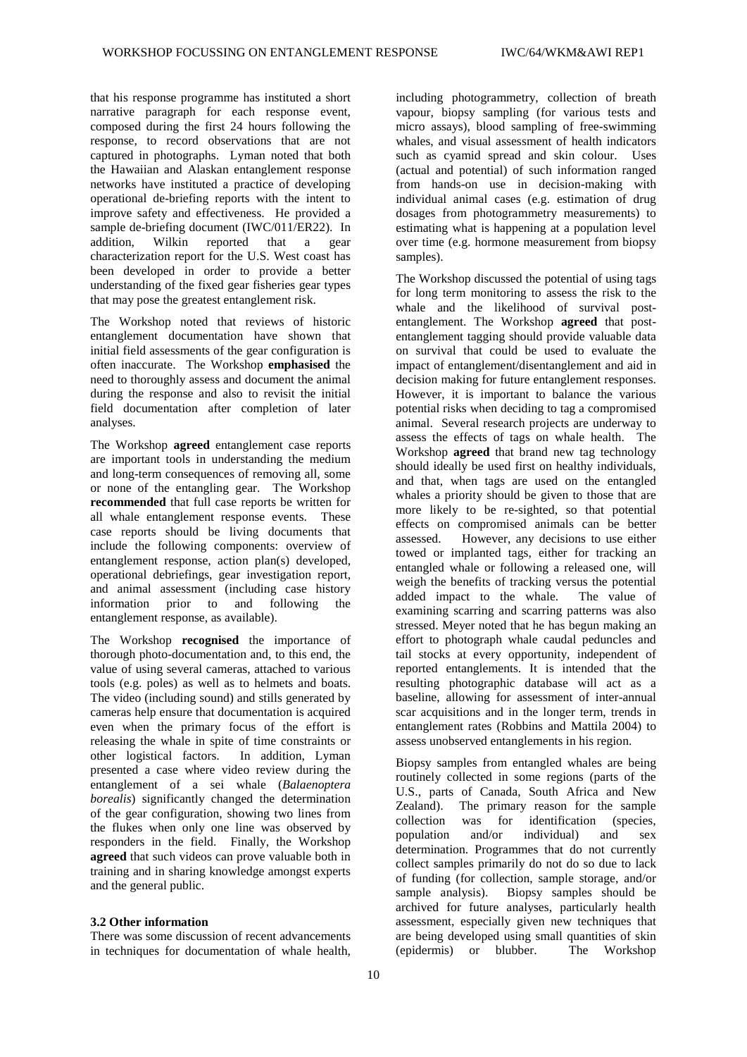that his response programme has instituted a short narrative paragraph for each response event, composed during the first 24 hours following the response, to record observations that are not captured in photographs. Lyman noted that both the Hawaiian and Alaskan entanglement response networks have instituted a practice of developing operational de-briefing reports with the intent to improve safety and effectiveness. He provided a sample de-briefing document (IWC/011/ER22). In addition, Wilkin reported that a gear characterization report for the U.S. West coast has been developed in order to provide a better understanding of the fixed gear fisheries gear types that may pose the greatest entanglement risk.

The Workshop noted that reviews of historic entanglement documentation have shown that initial field assessments of the gear configuration is often inaccurate. The Workshop **emphasised** the need to thoroughly assess and document the animal during the response and also to revisit the initial field documentation after completion of later analyses.

The Workshop **agreed** entanglement case reports are important tools in understanding the medium and long-term consequences of removing all, some or none of the entangling gear. The Workshop **recommended** that full case reports be written for all whale entanglement response events. These case reports should be living documents that include the following components: overview of entanglement response, action plan(s) developed, operational debriefings, gear investigation report, and animal assessment (including case history information prior to and following the entanglement response, as available).

The Workshop **recognised** the importance of thorough photo-documentation and, to this end, the value of using several cameras, attached to various tools (e.g. poles) as well as to helmets and boats. The video (including sound) and stills generated by cameras help ensure that documentation is acquired even when the primary focus of the effort is releasing the whale in spite of time constraints or other logistical factors. In addition, Lyman presented a case where video review during the entanglement of a sei whale (*Balaenoptera borealis*) significantly changed the determination of the gear configuration, showing two lines from the flukes when only one line was observed by responders in the field. Finally, the Workshop **agreed** that such videos can prove valuable both in training and in sharing knowledge amongst experts and the general public.

### 3.2 Other information

There was some discussion of recent advancements in techniques for documentation of whale health, including photogrammetry, collection of breath vapour, biopsy sampling (for various tests and micro assays), blood sampling of free-swimming whales, and visual assessment of health indicators such as cyamid spread and skin colour. Uses (actual and potential) of such information ranged from hands-on use in decision-making with individual animal cases (e.g. estimation of drug dosages from photogrammetry measurements) to estimating what is happening at a population level over time (e.g. hormone measurement from biopsy samples).

The Workshop discussed the potential of using tags for long term monitoring to assess the risk to the whale and the likelihood of survival post-entanglement. The Workshop **agreed** that post-entanglement tagging should provide valuable data on survival that could be used to evaluate the impact of entanglement/disentanglement and aid in decision making for future entanglement responses. However, it is important to balance the various potential risks when deciding to tag a compromised animal. Several research projects are underway to assess the effects of tags on whale health. The Workshop **agreed** that brand new tag technology should ideally be used first on healthy individuals, and that, when tags are used on the entangled whales a priority should be given to those that are more likely to be re-sighted, so that potential effects on compromised animals can be better assessed. However, any decisions to use either towed or implanted tags, either for tracking an entangled whale or following a released one, will weigh the benefits of tracking versus the potential added impact to the whale. The value of examining scarring and scarring patterns was also stressed. Meyer noted that he has begun making an effort to photograph whale caudal peduncles and tail stocks at every opportunity, independent of reported entanglements. It is intended that the resulting photographic database will act as a baseline, allowing for assessment of inter-annual scar acquisitions and in the longer term, trends in entanglement rates (Robbins and Mattila 2004) to assess unobserved entanglements in his region.

Biopsy samples from entangled whales are being routinely collected in some regions (parts of the U.S., parts of Canada, South Africa and New Zealand). The primary reason for the sample collection was for identification (species, population and/or individual) and sex determination. Programmes that do not currently collect samples primarily do not do so due to lack of funding (for collection, sample storage, and/or sample analysis). Biopsy samples should be archived for future analyses, particularly health assessment, especially given new techniques that are being developed using small quantities of skin (epidermis) or blubber. The Workshop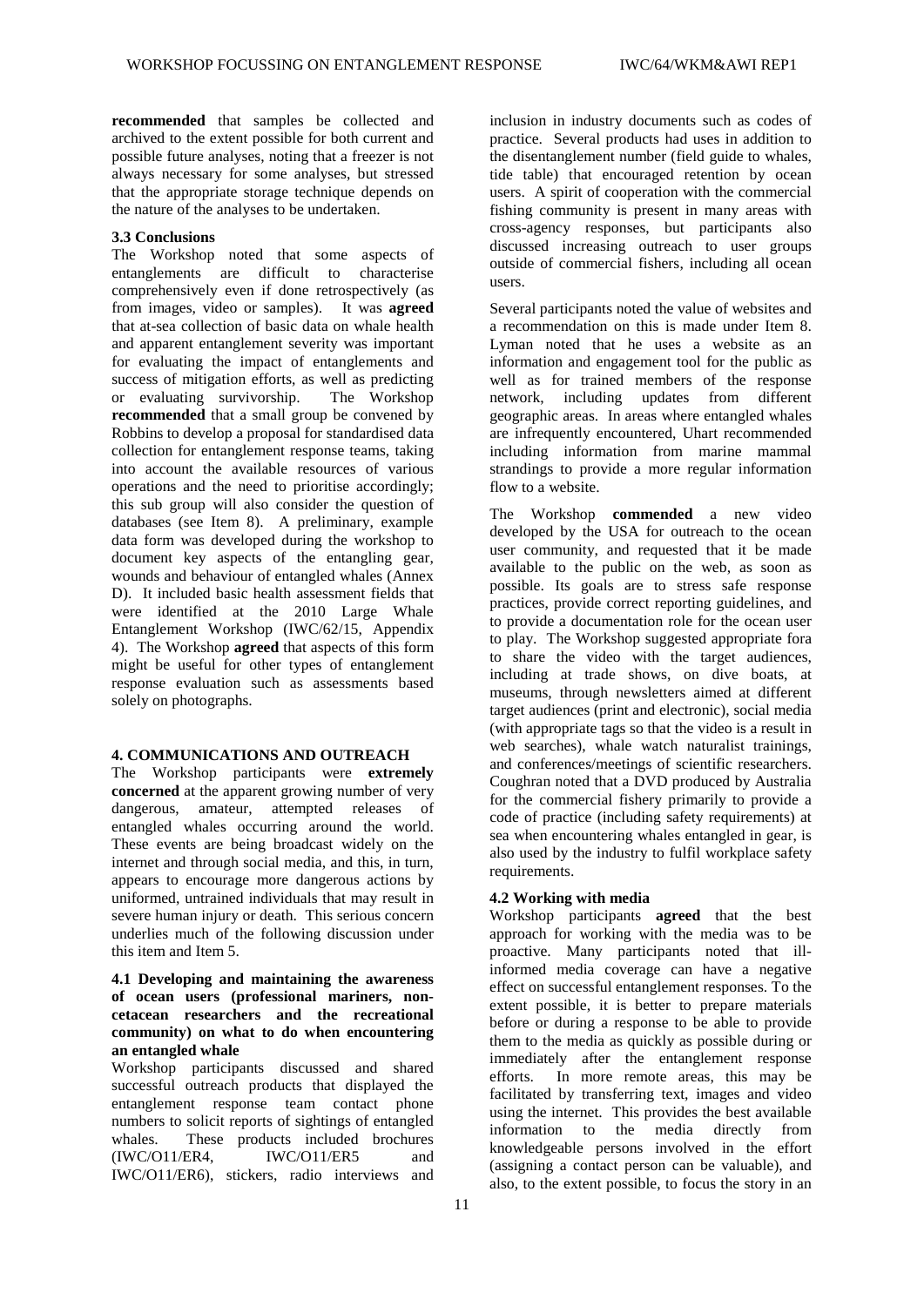**recommended** that samples be collected and archived to the extent possible for both current and possible future analyses, noting that a freezer is not always necessary for some analyses, but stressed that the appropriate storage technique depends on the nature of the analyses to be undertaken.

### 3.3 Conclusions

The Workshop noted that some aspects of entanglements are difficult to characterise comprehensively even if done retrospectively (as from images, video or samples). It was **agreed** that at-sea collection of basic data on whale health and apparent entanglement severity was important for evaluating the impact of entanglements and success of mitigation efforts, as well as predicting or evaluating survivorship. The Workshop **recommended** that a small group be convened by Robbins to develop a proposal for standardised data collection for entanglement response teams, taking into account the available resources of various operations and the need to prioritise accordingly; this sub group will also consider the question of databases (see Item 8). A preliminary, example data form was developed during the workshop to document key aspects of the entangling gear, wounds and behaviour of entangled whales (Annex D). It included basic health assessment fields that were identified at the 2010 Large Whale Entanglement Workshop (IWC/62/15, Appendix 4). The Workshop **agreed** that aspects of this form might be useful for other types of entanglement response evaluation such as assessments based solely on photographs.

## 4. COMMUNICATIONS AND OUTREACH

The Workshop participants were **extremely concerned** at the apparent growing number of very dangerous, amateur, attempted releases of entangled whales occurring around the world. These events are being broadcast widely on the internet and through social media, and this, in turn, appears to encourage more dangerous actions by uniformed, untrained individuals that may result in severe human injury or death. This serious concern underlies much of the following discussion under this item and Item 5.

### 4.1 Developing and maintaining the awareness of ocean users (professional mariners, non-cetacean researchers and the recreational community) on what to do when encountering an entangled whale

Workshop participants discussed and shared successful outreach products that displayed the entanglement response team contact phone numbers to solicit reports of sightings of entangled whales. These products included brochures (IWC/O11/ER4, IWC/O11/ER5 and IWC/O11/ER6), stickers, radio interviews and inclusion in industry documents such as codes of practice. Several products had uses in addition to the disentanglement number (field guide to whales, tide table) that encouraged retention by ocean users. A spirit of cooperation with the commercial fishing community is present in many areas with cross-agency responses, but participants also discussed increasing outreach to user groups outside of commercial fishers, including all ocean users.

Several participants noted the value of websites and a recommendation on this is made under Item 8. Lyman noted that he uses a website as an information and engagement tool for the public as well as for trained members of the response network, including updates from different geographic areas. In areas where entangled whales are infrequently encountered, Uhart recommended including information from marine mammal strandings to provide a more regular information flow to a website.

The Workshop **commended** a new video developed by the USA for outreach to the ocean user community, and requested that it be made available to the public on the web, as soon as possible. Its goals are to stress safe response practices, provide correct reporting guidelines, and to provide a documentation role for the ocean user to play. The Workshop suggested appropriate fora to share the video with the target audiences, including at trade shows, on dive boats, at museums, through newsletters aimed at different target audiences (print and electronic), social media (with appropriate tags so that the video is a result in web searches), whale watch naturalist trainings, and conferences/meetings of scientific researchers. Coughran noted that a DVD produced by Australia for the commercial fishery primarily to provide a code of practice (including safety requirements) at sea when encountering whales entangled in gear, is also used by the industry to fulfil workplace safety requirements.

### 4.2 Working with media

Workshop participants **agreed** that the best approach for working with the media was to be proactive. Many participants noted that ill-informed media coverage can have a negative effect on successful entanglement responses. To the extent possible, it is better to prepare materials before or during a response to be able to provide them to the media as quickly as possible during or immediately after the entanglement response efforts. In more remote areas, this may be facilitated by transferring text, images and video using the internet. This provides the best available information to the media directly from knowledgeable persons involved in the effort (assigning a contact person can be valuable), and also, to the extent possible, to focus the story in an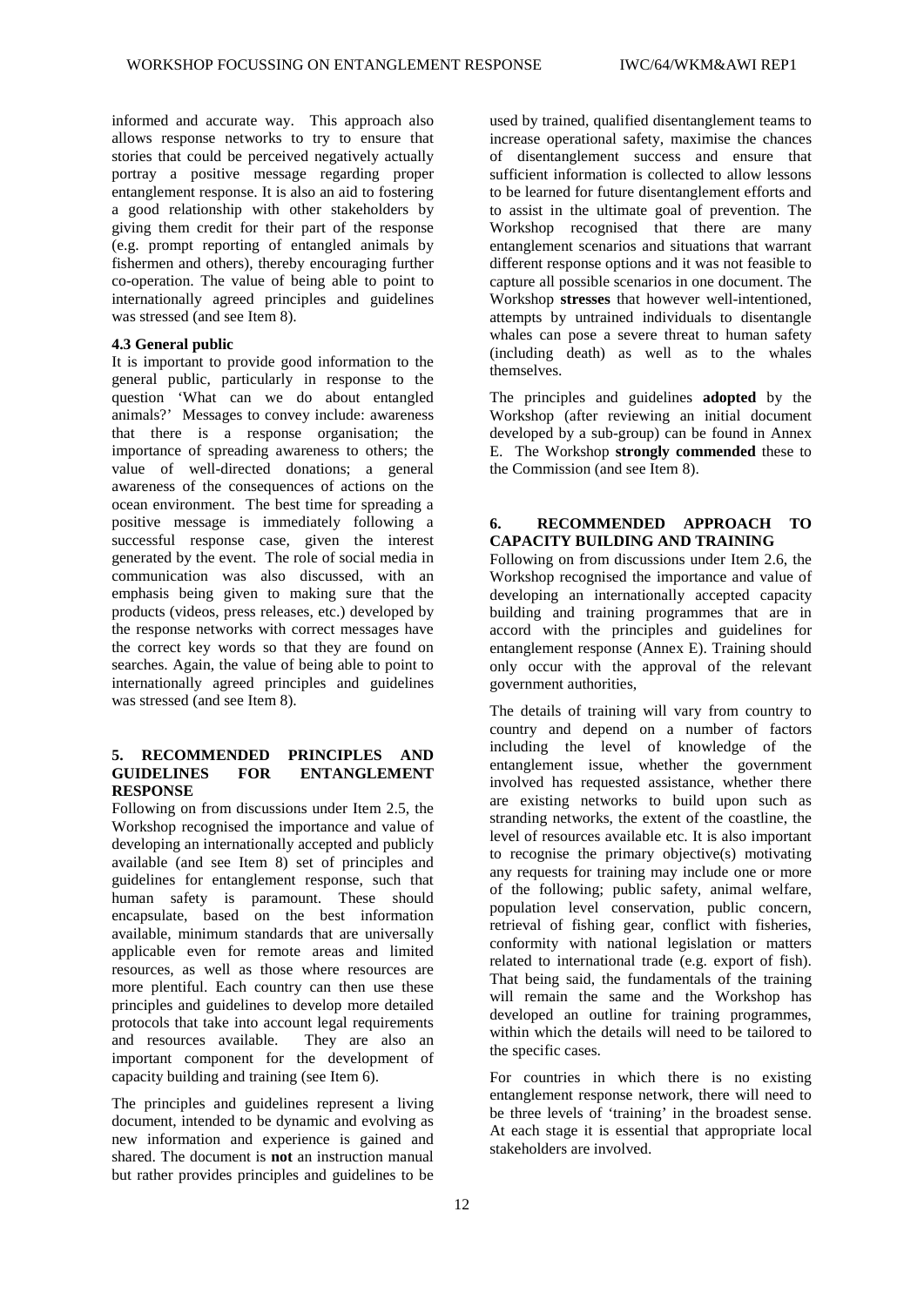informed and accurate way. This approach also allows response networks to try to ensure that stories that could be perceived negatively actually portray a positive message regarding proper entanglement response. It is also an aid to fostering a good relationship with other stakeholders by giving them credit for their part of the response (e.g. prompt reporting of entangled animals by fishermen and others), thereby encouraging further co-operation. The value of being able to point to internationally agreed principles and guidelines was stressed (and see Item 8).

### 4.3 General public

It is important to provide good information to the general public, particularly in response to the question 'What can we do about entangled animals?' Messages to convey include: awareness that there is a response organisation; the importance of spreading awareness to others; the value of well-directed donations; a general awareness of the consequences of actions on the ocean environment. The best time for spreading a positive message is immediately following a successful response case, given the interest generated by the event. The role of social media in communication was also discussed, with an emphasis being given to making sure that the products (videos, press releases, etc.) developed by the response networks with correct messages have the correct key words so that they are found on searches. Again, the value of being able to point to internationally agreed principles and guidelines was stressed (and see Item 8).

## 5. RECOMMENDED PRINCIPLES AND GUIDELINES FOR ENTANGLEMENT RESPONSE

Following on from discussions under Item 2.5, the Workshop recognised the importance and value of developing an internationally accepted and publicly available (and see Item 8) set of principles and guidelines for entanglement response, such that human safety is paramount. These should encapsulate, based on the best information available, minimum standards that are universally applicable even for remote areas and limited resources, as well as those where resources are more plentiful. Each country can then use these principles and guidelines to develop more detailed protocols that take into account legal requirements and resources available. They are also an important component for the development of capacity building and training (see Item 6).

The principles and guidelines represent a living document, intended to be dynamic and evolving as new information and experience is gained and shared. The document is **not** an instruction manual but rather provides principles and guidelines to be used by trained, qualified disentanglement teams to increase operational safety, maximise the chances of disentanglement success and ensure that sufficient information is collected to allow lessons to be learned for future disentanglement efforts and to assist in the ultimate goal of prevention. The Workshop recognised that there are many entanglement scenarios and situations that warrant different response options and it was not feasible to capture all possible scenarios in one document. The Workshop **stresses** that however well-intentioned, attempts by untrained individuals to disentangle whales can pose a severe threat to human safety (including death) as well as to the whales themselves.

The principles and guidelines **adopted** by the Workshop (after reviewing an initial document developed by a sub-group) can be found in Annex E. The Workshop **strongly commended** these to the Commission (and see Item 8).

## 6. RECOMMENDED APPROACH TO CAPACITY BUILDING AND TRAINING

Following on from discussions under Item 2.6, the Workshop recognised the importance and value of developing an internationally accepted capacity building and training programmes that are in accord with the principles and guidelines for entanglement response (Annex E). Training should only occur with the approval of the relevant government authorities,

The details of training will vary from country to country and depend on a number of factors including the level of knowledge of the entanglement issue, whether the government involved has requested assistance, whether there are existing networks to build upon such as stranding networks, the extent of the coastline, the level of resources available etc. It is also important to recognise the primary objective(s) motivating any requests for training may include one or more of the following; public safety, animal welfare, population level conservation, public concern, retrieval of fishing gear, conflict with fisheries, conformity with national legislation or matters related to international trade (e.g. export of fish). That being said, the fundamentals of the training will remain the same and the Workshop has developed an outline for training programmes, within which the details will need to be tailored to the specific cases.

For countries in which there is no existing entanglement response network, there will need to be three levels of 'training' in the broadest sense. At each stage it is essential that appropriate local stakeholders are involved.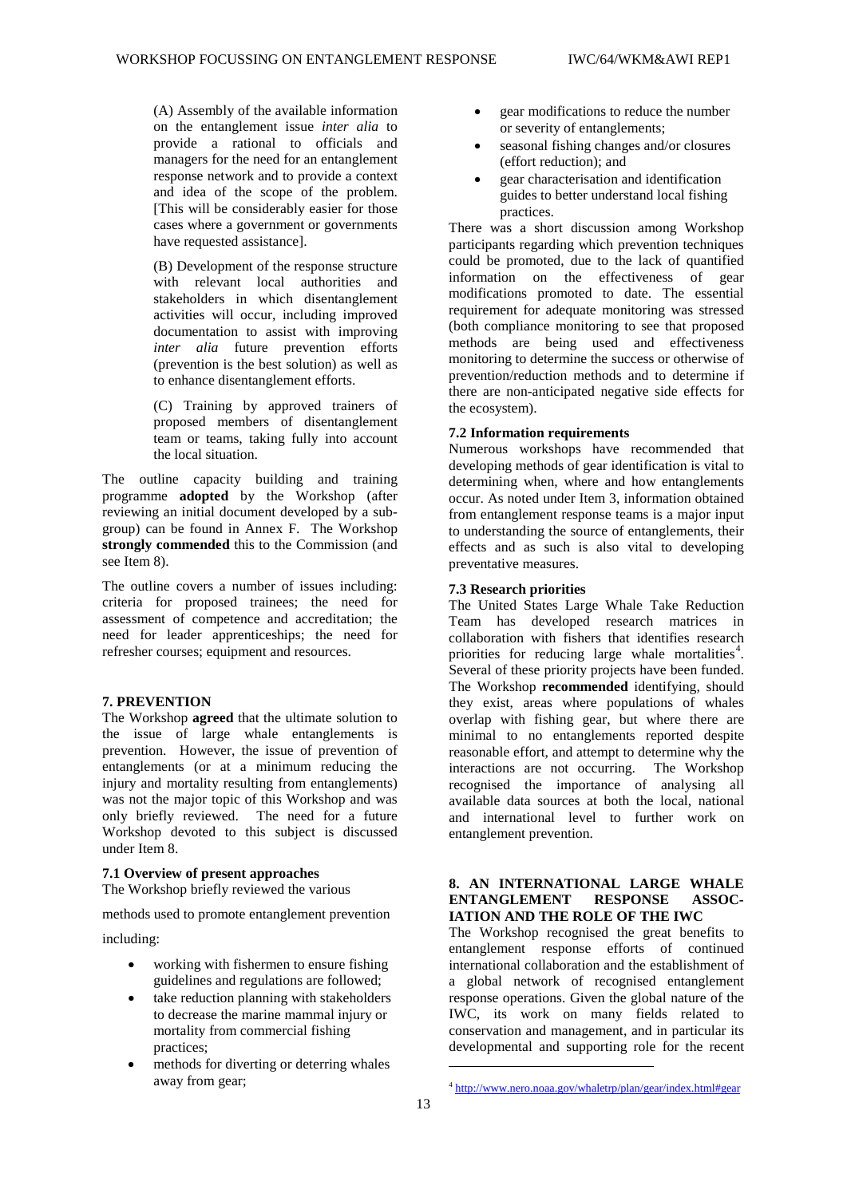(A) Assembly of the available information on the entanglement issue *inter alia* to provide a rational to officials and managers for the need for an entanglement response network and to provide a context and idea of the scope of the problem. [This will be considerably easier for those cases where a government or governments have requested assistance].

(B) Development of the response structure with relevant local authorities and stakeholders in which disentanglement activities will occur, including improved documentation to assist with improving *inter alia* future prevention efforts (prevention is the best solution) as well as to enhance disentanglement efforts.

(C) Training by approved trainers of proposed members of disentanglement team or teams, taking fully into account the local situation.

The outline capacity building and training programme **adopted** by the Workshop (after reviewing an initial document developed by a sub-group) can be found in Annex F. The Workshop **strongly commended** this to the Commission (and see Item 8).

The outline covers a number of issues including: criteria for proposed trainees; the need for assessment of competence and accreditation; the need for leader apprenticeships; the need for refresher courses; equipment and resources.

## 7. PREVENTION

The Workshop **agreed** that the ultimate solution to the issue of large whale entanglements is prevention. However, the issue of prevention of entanglements (or at a minimum reducing the injury and mortality resulting from entanglements) was not the major topic of this Workshop and was only briefly reviewed. The need for a future Workshop devoted to this subject is discussed under Item 8.

### 7.1 Overview of present approaches

The Workshop briefly reviewed the various methods used to promote entanglement prevention including:

- working with fishermen to ensure fishing guidelines and regulations are followed;
- take reduction planning with stakeholders to decrease the marine mammal injury or mortality from commercial fishing practices;
- methods for diverting or deterring whales away from gear;
- gear modifications to reduce the number or severity of entanglements;
- seasonal fishing changes and/or closures (effort reduction); and
- gear characterisation and identification guides to better understand local fishing practices.

There was a short discussion among Workshop participants regarding which prevention techniques could be promoted, due to the lack of quantified information on the effectiveness of gear modifications promoted to date. The essential requirement for adequate monitoring was stressed (both compliance monitoring to see that proposed methods are being used and effectiveness monitoring to determine the success or otherwise of prevention/reduction methods and to determine if there are non-anticipated negative side effects for the ecosystem).

### 7.2 Information requirements

Numerous workshops have recommended that developing methods of gear identification is vital to determining when, where and how entanglements occur. As noted under Item 3, information obtained from entanglement response teams is a major input to understanding the source of entanglements, their effects and as such is also vital to developing preventative measures.

### 7.3 Research priorities

The United States Large Whale Take Reduction Team has developed research matrices in collaboration with fishers that identifies research priorities for reducing large whale mortalities[4]. Several of these priority projects have been funded. The Workshop **recommended** identifying, should they exist, areas where populations of whales overlap with fishing gear, but where there are minimal to no entanglements reported despite reasonable effort, and attempt to determine why the interactions are not occurring. The Workshop recognised the importance of analysing all available data sources at both the local, national and international level to further work on entanglement prevention.

## 8. AN INTERNATIONAL LARGE WHALE ENTANGLEMENT RESPONSE ASSOCIATION AND THE ROLE OF THE IWC

The Workshop recognised the great benefits to entanglement response efforts of continued international collaboration and the establishment of a global network of recognised entanglement response operations. Given the global nature of the IWC, its work on many fields related to conservation and management, and in particular its developmental and supporting role for the recent

[4] http://www.nero.noaa.gov/whaletrp/plan/gear/index.html#gear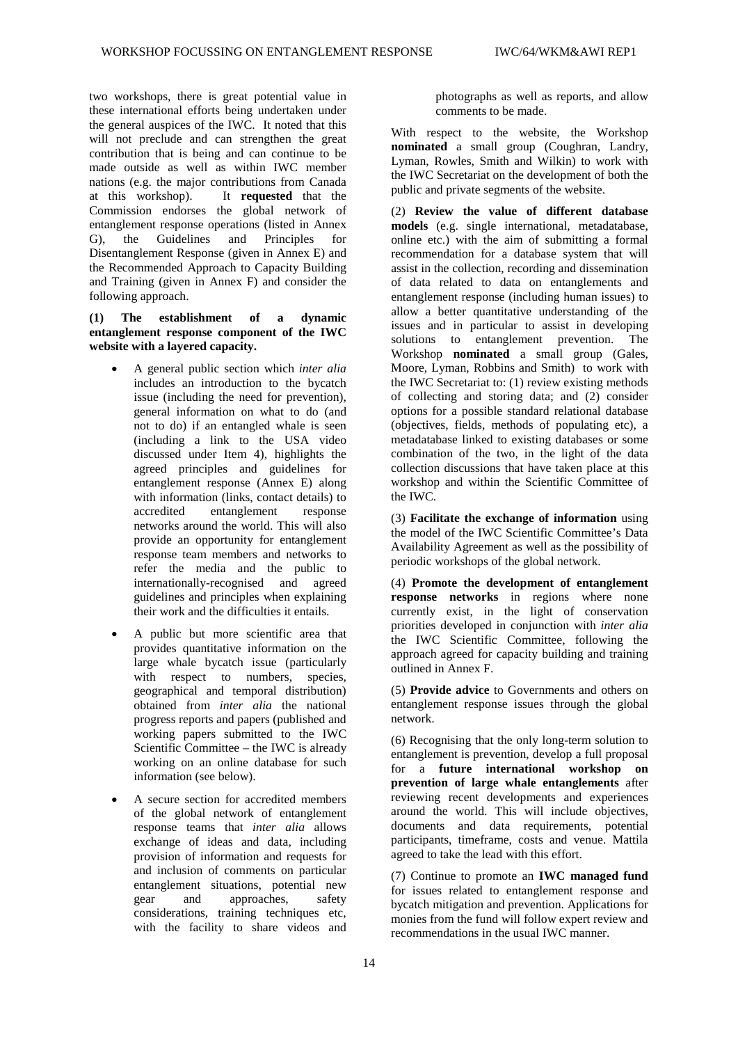two workshops, there is great potential value in these international efforts being undertaken under the general auspices of the IWC. It noted that this will not preclude and can strengthen the great contribution that is being and can continue to be made outside as well as within IWC member nations (e.g. the major contributions from Canada at this workshop). It **requested** that the Commission endorses the global network of entanglement response operations (listed in Annex G), the Guidelines and Principles for Disentanglement Response (given in Annex E) and the Recommended Approach to Capacity Building and Training (given in Annex F) and consider the following approach.

**(1) The establishment of a dynamic entanglement response component of the IWC website with a layered capacity.**

- A general public section which *inter alia* includes an introduction to the bycatch issue (including the need for prevention), general information on what to do (and not to do) if an entangled whale is seen (including a link to the USA video discussed under Item 4), highlights the agreed principles and guidelines for entanglement response (Annex E) along with information (links, contact details) to accredited entanglement response networks around the world. This will also provide an opportunity for entanglement response team members and networks to refer the media and the public to internationally-recognised and agreed guidelines and principles when explaining their work and the difficulties it entails.
- A public but more scientific area that provides quantitative information on the large whale bycatch issue (particularly with respect to numbers, species, geographical and temporal distribution) obtained from *inter alia* the national progress reports and papers (published and working papers submitted to the IWC Scientific Committee – the IWC is already working on an online database for such information (see below).
- A secure section for accredited members of the global network of entanglement response teams that *inter alia* allows exchange of ideas and data, including provision of information and requests for and inclusion of comments on particular entanglement situations, potential new gear and approaches, safety considerations, training techniques etc, with the facility to share videos and photographs as well as reports, and allow comments to be made.

With respect to the website, the Workshop **nominated** a small group (Coughran, Landry, Lyman, Rowles, Smith and Wilkin) to work with the IWC Secretariat on the development of both the public and private segments of the website.

(2) **Review the value of different database models** (e.g. single international, metadatabase, online etc.) with the aim of submitting a formal recommendation for a database system that will assist in the collection, recording and dissemination of data related to data on entanglements and entanglement response (including human issues) to allow a better quantitative understanding of the issues and in particular to assist in developing solutions to entanglement prevention. The Workshop **nominated** a small group (Gales, Moore, Lyman, Robbins and Smith) to work with the IWC Secretariat to: (1) review existing methods of collecting and storing data; and (2) consider options for a possible standard relational database (objectives, fields, methods of populating etc), a metadatabase linked to existing databases or some combination of the two, in the light of the data collection discussions that have taken place at this workshop and within the Scientific Committee of the IWC.

(3) **Facilitate the exchange of information** using the model of the IWC Scientific Committee's Data Availability Agreement as well as the possibility of periodic workshops of the global network.

(4) **Promote the development of entanglement response networks** in regions where none currently exist, in the light of conservation priorities developed in conjunction with *inter alia* the IWC Scientific Committee, following the approach agreed for capacity building and training outlined in Annex F.

(5) **Provide advice** to Governments and others on entanglement response issues through the global network.

(6) Recognising that the only long-term solution to entanglement is prevention, develop a full proposal for a **future international workshop on prevention of large whale entanglements** after reviewing recent developments and experiences around the world. This will include objectives, documents and data requirements, potential participants, timeframe, costs and venue. Mattila agreed to take the lead with this effort.

(7) Continue to promote an **IWC managed fund** for issues related to entanglement response and bycatch mitigation and prevention. Applications for monies from the fund will follow expert review and recommendations in the usual IWC manner.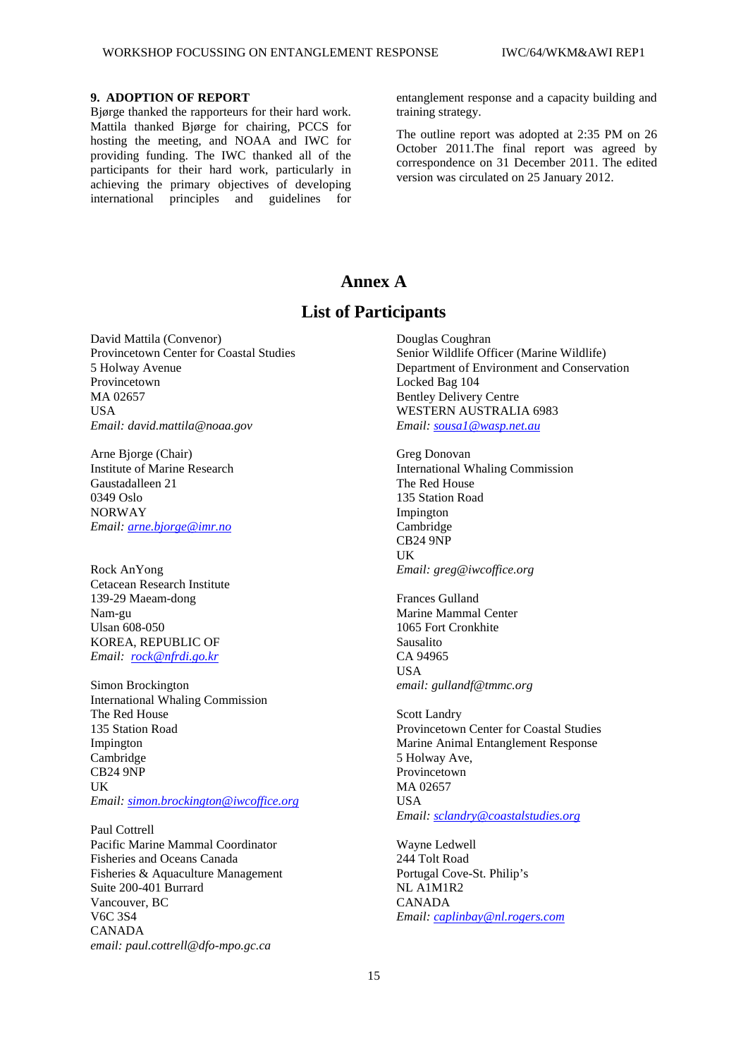### 9. ADOPTION OF REPORT

Bjørge thanked the rapporteurs for their hard work. Mattila thanked Bjørge for chairing, PCCS for hosting the meeting, and NOAA and IWC for providing funding. The IWC thanked all of the participants for their hard work, particularly in achieving the primary objectives of developing international principles and guidelines for entanglement response and a capacity building and training strategy.

The outline report was adopted at 2:35 PM on 26 October 2011.The final report was agreed by correspondence on 31 December 2011. The edited version was circulated on 25 January 2012.

# Annex A

# List of Participants

David Mattila (Convenor)
Provincetown Center for Coastal Studies
5 Holway Avenue
Provincetown
MA 02657
USA
*Email: david.mattila@noaa.gov*

Arne Bjorge (Chair)
Institute of Marine Research
Gaustadalleen 21
0349 Oslo
NORWAY
*Email: arne.bjorge@imr.no*

Rock AnYong
Cetacean Research Institute
139-29 Maeam-dong
Nam-gu
Ulsan 608-050
KOREA, REPUBLIC OF
*Email: rock@nfrdi.go.kr*

Simon Brockington
International Whaling Commission
The Red House
135 Station Road
Impington
Cambridge
CB24 9NP
UK
*Email: simon.brockington@iwcoffice.org*

Paul Cottrell
Pacific Marine Mammal Coordinator
Fisheries and Oceans Canada
Fisheries & Aquaculture Management
Suite 200-401 Burrard
Vancouver, BC
V6C 3S4
CANADA
*email: paul.cottrell@dfo-mpo.gc.ca*

Douglas Coughran
Senior Wildlife Officer (Marine Wildlife)
Department of Environment and Conservation
Locked Bag 104
Bentley Delivery Centre
WESTERN AUSTRALIA 6983
*Email: sousa1@wasp.net.au*

Greg Donovan
International Whaling Commission
The Red House
135 Station Road
Impington
Cambridge
CB24 9NP
UK
*Email: greg@iwcoffice.org*

Frances Gulland
Marine Mammal Center
1065 Fort Cronkhite
Sausalito
CA 94965
USA
*email: gullandf@tmmc.org*

Scott Landry
Provincetown Center for Coastal Studies
Marine Animal Entanglement Response
5 Holway Ave,
Provincetown
MA 02657
USA
*Email: sclandry@coastalstudies.org*

Wayne Ledwell
244 Tolt Road
Portugal Cove-St. Philip's
NL A1M1R2
CANADA
*Email: caplinbay@nl.rogers.com*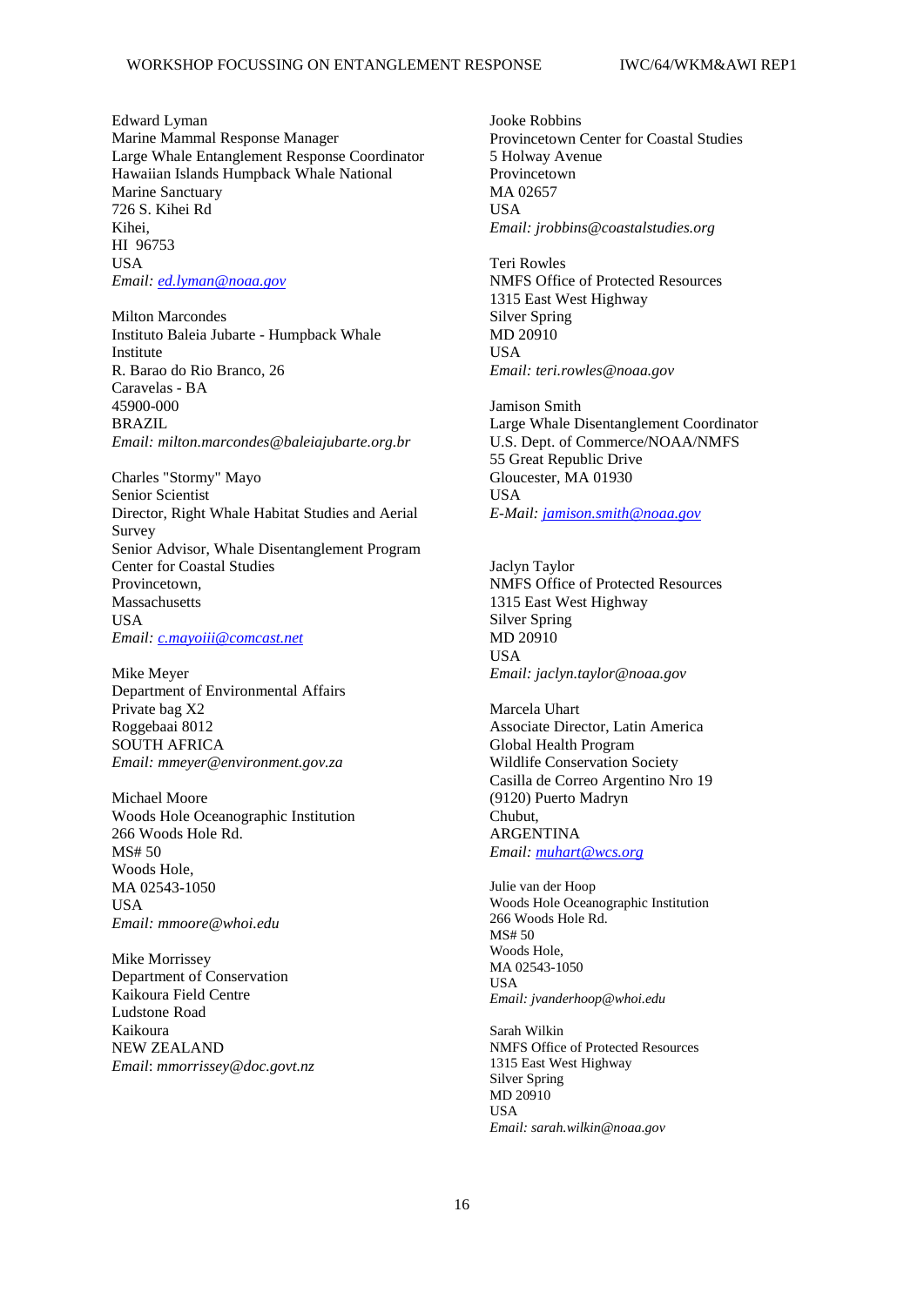Edward Lyman
Marine Mammal Response Manager
Large Whale Entanglement Response Coordinator
Hawaiian Islands Humpback Whale National Marine Sanctuary
726 S. Kihei Rd
Kihei,
HI 96753
USA
*Email: ed.lyman@noaa.gov*

Milton Marcondes
Instituto Baleia Jubarte - Humpback Whale Institute
R. Barao do Rio Branco, 26
Caravelas - BA
45900-000
BRAZIL
*Email: milton.marcondes@baleiajubarte.org.br*

Charles "Stormy" Mayo
Senior Scientist
Director, Right Whale Habitat Studies and Aerial Survey
Senior Advisor, Whale Disentanglement Program
Center for Coastal Studies
Provincetown,
Massachusetts
USA
*Email: c.mayoiii@comcast.net*

Mike Meyer
Department of Environmental Affairs
Private bag X2
Roggebaai 8012
SOUTH AFRICA
*Email: mmeyer@environment.gov.za*

Michael Moore
Woods Hole Oceanographic Institution
266 Woods Hole Rd.
MS# 50
Woods Hole,
MA 02543-1050
USA
*Email: mmoore@whoi.edu*

Mike Morrissey
Department of Conservation
Kaikoura Field Centre
Ludstone Road
Kaikoura
NEW ZEALAND
*Email*: *mmorrissey@doc.govt.nz*

Jooke Robbins
Provincetown Center for Coastal Studies
5 Holway Avenue
Provincetown
MA 02657
USA
*Email: jrobbins@coastalstudies.org*

Teri Rowles
NMFS Office of Protected Resources
1315 East West Highway
Silver Spring
MD 20910
USA
*Email: teri.rowles@noaa.gov*

Jamison Smith
Large Whale Disentanglement Coordinator
U.S. Dept. of Commerce/NOAA/NMFS
55 Great Republic Drive
Gloucester, MA 01930
USA
*E-Mail: jamison.smith@noaa.gov*

Jaclyn Taylor
NMFS Office of Protected Resources
1315 East West Highway
Silver Spring
MD 20910
USA
*Email: jaclyn.taylor@noaa.gov*

Marcela Uhart
Associate Director, Latin America
Global Health Program
Wildlife Conservation Society
Casilla de Correo Argentino Nro 19
(9120) Puerto Madryn
Chubut,
ARGENTINA
*Email: muhart@wcs.org*

Julie van der Hoop
Woods Hole Oceanographic Institution
266 Woods Hole Rd.
MS# 50
Woods Hole,
MA 02543-1050
USA
*Email: jvanderhoop@whoi.edu*

Sarah Wilkin
NMFS Office of Protected Resources
1315 East West Highway
Silver Spring
MD 20910
USA
*Email: sarah.wilkin@noaa.gov*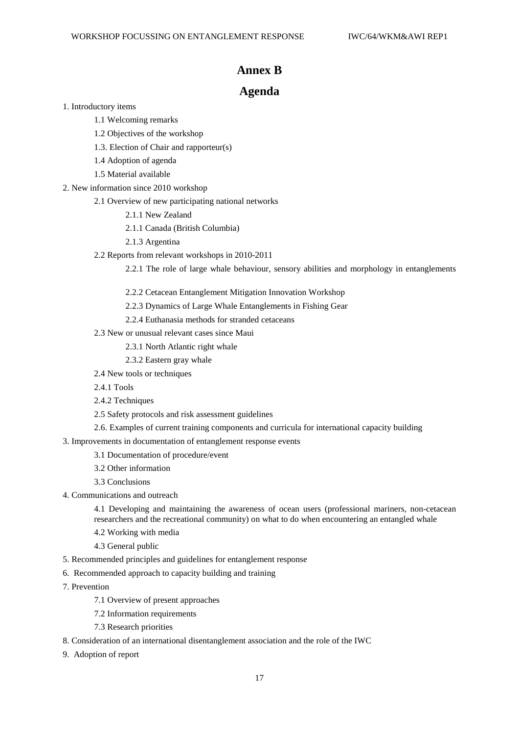# Annex B

# Agenda

1. Introductory items
    - 1.1 Welcoming remarks
    - 1.2 Objectives of the workshop
    - 1.3. Election of Chair and rapporteur(s)
    - 1.4 Adoption of agenda
    - 1.5 Material available
2. New information since 2010 workshop
    - 2.1 Overview of new participating national networks
        - 2.1.1 New Zealand
        - 2.1.1 Canada (British Columbia)
        - 2.1.3 Argentina
    - 2.2 Reports from relevant workshops in 2010-2011
        - 2.2.1 The role of large whale behaviour, sensory abilities and morphology in entanglements
        - 2.2.2 Cetacean Entanglement Mitigation Innovation Workshop
        - 2.2.3 Dynamics of Large Whale Entanglements in Fishing Gear
        - 2.2.4 Euthanasia methods for stranded cetaceans
    - 2.3 New or unusual relevant cases since Maui
        - 2.3.1 North Atlantic right whale
        - 2.3.2 Eastern gray whale
    - 2.4 New tools or techniques
    - 2.4.1 Tools
    - 2.4.2 Techniques
    - 2.5 Safety protocols and risk assessment guidelines
    - 2.6. Examples of current training components and curricula for international capacity building
3. Improvements in documentation of entanglement response events
    - 3.1 Documentation of procedure/event
    - 3.2 Other information
    - 3.3 Conclusions
4. Communications and outreach
    - 4.1 Developing and maintaining the awareness of ocean users (professional mariners, non-cetacean researchers and the recreational community) on what to do when encountering an entangled whale
    - 4.2 Working with media
    - 4.3 General public
5. Recommended principles and guidelines for entanglement response
6. Recommended approach to capacity building and training
7. Prevention
    - 7.1 Overview of present approaches
    - 7.2 Information requirements
    - 7.3 Research priorities
8. Consideration of an international disentanglement association and the role of the IWC
9. Adoption of report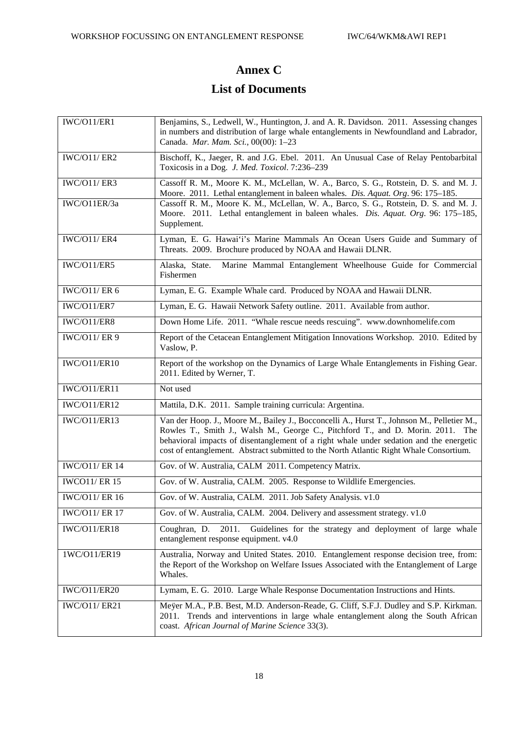# Annex C

# List of Documents

| | |
|---|---|
| IWC/O11/ER1 | Benjamins, S., Ledwell, W., Huntington, J. and A. R. Davidson. 2011. Assessing changes in numbers and distribution of large whale entanglements in Newfoundland and Labrador, Canada. *Mar. Mam. Sci.*, 00(00): 1–23 |
| IWC/O11/ ER2 | Bischoff, K., Jaeger, R. and J.G. Ebel. 2011. An Unusual Case of Relay Pentobarbital Toxicosis in a Dog. *J. Med. Toxicol*. 7:236–239 |
| IWC/O11/ ER3 | Cassoff R. M., Moore K. M., McLellan, W. A., Barco, S. G., Rotstein, D. S. and M. J. Moore. 2011. Lethal entanglement in baleen whales. *Dis. Aquat. Org*. 96: 175–185. |
| IWC/O11ER/3a | Cassoff R. M., Moore K. M., McLellan, W. A., Barco, S. G., Rotstein, D. S. and M. J. Moore. 2011. Lethal entanglement in baleen whales. *Dis. Aquat. Org*. 96: 175–185, Supplement. |
| IWC/O11/ ER4 | Lyman, E. G. Hawai'i's Marine Mammals An Ocean Users Guide and Summary of Threats. 2009. Brochure produced by NOAA and Hawaii DLNR. |
| IWC/O11/ER5 | Alaska, State. Marine Mammal Entanglement Wheelhouse Guide for Commercial Fishermen |
| IWC/O11/ ER 6 | Lyman, E. G. Example Whale card. Produced by NOAA and Hawaii DLNR. |
| IWC/O11/ER7 | Lyman, E. G. Hawaii Network Safety outline. 2011. Available from author. |
| IWC/O11/ER8 | Down Home Life. 2011. "Whale rescue needs rescuing". www.downhomelife.com |
| IWC/O11/ ER 9 | Report of the Cetacean Entanglement Mitigation Innovations Workshop. 2010. Edited by Vaslow, P. |
| IWC/O11/ER10 | Report of the workshop on the Dynamics of Large Whale Entanglements in Fishing Gear. 2011. Edited by Werner, T. |
| IWC/O11/ER11 | Not used |
| IWC/O11/ER12 | Mattila, D.K. 2011. Sample training curricula: Argentina. |
| IWC/O11/ER13 | Van der Hoop. J., Moore M., Bailey J., Bocconcelli A., Hurst T., Johnson M., Pelletier M., Rowles T., Smith J., Walsh M., George C., Pitchford T., and D. Morin. 2011. The behavioral impacts of disentanglement of a right whale under sedation and the energetic cost of entanglement. Abstract submitted to the North Atlantic Right Whale Consortium. |
| IWC/O11/ ER 14 | Gov. of W. Australia, CALM 2011. Competency Matrix. |
| IWCO11/ ER 15 | Gov. of W. Australia, CALM. 2005. Response to Wildlife Emergencies. |
| IWC/O11/ ER 16 | Gov. of W. Australia, CALM. 2011. Job Safety Analysis. v1.0 |
| IWC/O11/ ER 17 | Gov. of W. Australia, CALM. 2004. Delivery and assessment strategy. v1.0 |
| IWC/O11/ER18 | Coughran, D. 2011. Guidelines for the strategy and deployment of large whale entanglement response equipment. v4.0 |
| 1WC/O11/ER19 | Australia, Norway and United States. 2010. Entanglement response decision tree, from: the Report of the Workshop on Welfare Issues Associated with the Entanglement of Large Whales. |
| IWC/O11/ER20 | Lymam, E. G. 2010. Large Whale Response Documentation Instructions and Hints. |
| IWC/O11/ ER21 | Meÿer M.A., P.B. Best, M.D. Anderson-Reade, G. Cliff, S.F.J. Dudley and S.P. Kirkman. 2011. Trends and interventions in large whale entanglement along the South African coast. *African Journal of Marine Science* 33(3). |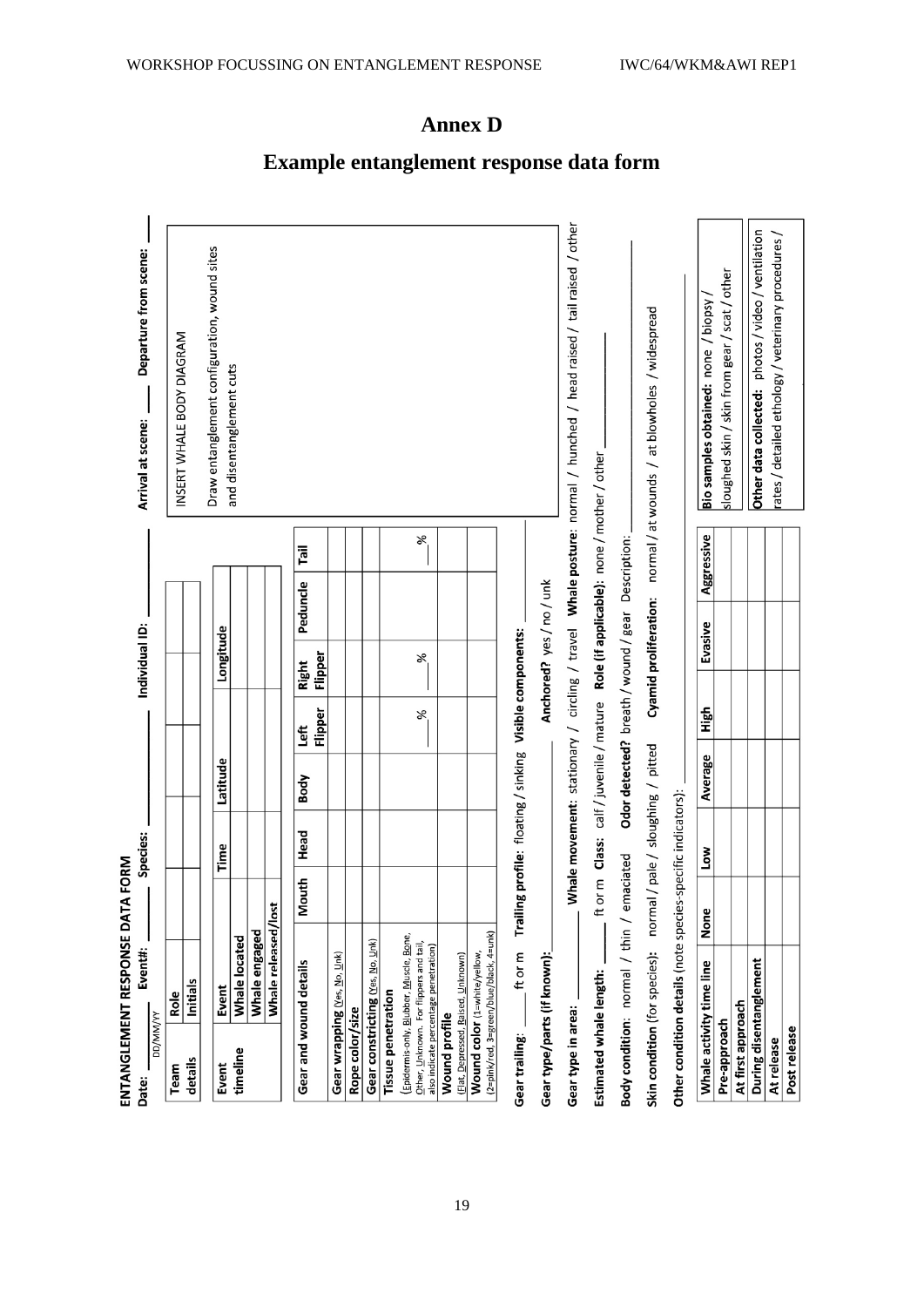# Annex D

## Example entanglement response data form

**ENTANGLEMENT RESPONSE DATA FORM**

**Date:** ______ (DD/MM/YY) **Event#:** ______ **Species:** ______ **Individual ID:** ______ **Arrival at scene:** ______ **Departure from scene:** ______

| Team details | | | | | |
|---|---|---|---|---|---|
| **Role** | | | | | |
| **Initials** | | | | | |

| Event timeline | | | |
|---|---|---|---|
| **Event** | **Time** | **Latitude** | **Longitude** |
| **Whale located** | | | |
| **Whale engaged** | | | |
| **Whale released/lost** | | | |

| Gear and wound details | Mouth | Head | Body | Left Flipper | Right Flipper | Peduncle | Tail |
|---|---|---|---|---|---|---|---|
| **Gear wrapping** (Yes, No, Unk) | | | | | | | |
| **Rope color/size** | | | | | | | |
| **Gear constricting** (Yes, No, Unk) | | | | | | | |
| **Tissue penetration** (Epidermis-only, Blubber, Muscle, Bone, Other, Unknown. For flippers and tail, also indicate percentage penetration) | | | | ___% | ___% | | ___% |
| **Wound profile** (Flat, Depressed, Raised, Unknown) | | | | | | | |
| **Wound color** (1=white/yellow, 2=pink/red, 3=green/blue/black, 4=unk) | | | | | | | |

INSERT WHALE BODY DIAGRAM

Draw entanglement configuration, wound sites and disentanglement cuts

**Gear trailing:** ____ ft or m **Trailing profile:** floating / sinking **Visible components:** ______

**Gear type/parts (if known):** ______ **Anchored?** yes / no / unk

**Gear type in area:** ______ **Whale movement:** stationary / circling / travel **Whale posture:** normal / hunched / head raised / tail raised / other

**Estimated whale length:** ____ ft or m **Class:** calf / juvenile / mature **Role (if applicable):** none / mother / other ______

**Body condition:** normal / thin / emaciated **Odor detected?** breath / wound / gear Description: ______

**Skin condition** (for species): normal / pale / sloughing / pitted **Cyamid proliferation:** normal / at wounds / at blowholes / widespread

**Other condition details** (note species-specific indicators): ______

| Whale activity time line | None | Low | Average | High | Evasive | Aggressive |
|---|---|---|---|---|---|---|
| **Pre-approach** | | | | | | |
| **At first approach** | | | | | | |
| **During disentanglement** | | | | | | |
| **At release** | | | | | | |
| **Post release** | | | | | | |

**Bio samples obtained:** none / biopsy / sloughed skin / skin from gear / scat / other

**Other data collected:** photos / video / ventilation rates / detailed ethology / veterinary procedures / ______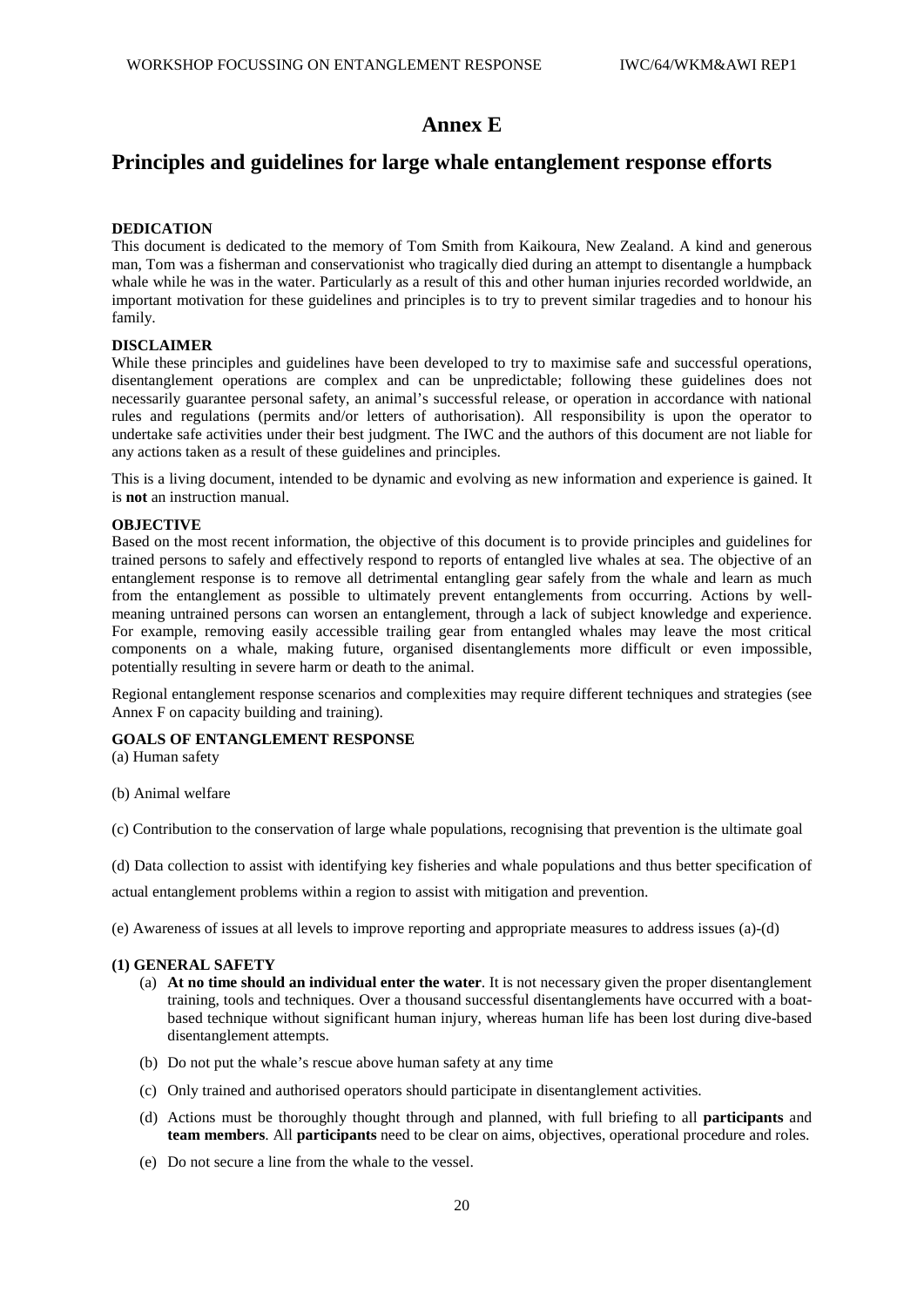# Annex E

# Principles and guidelines for large whale entanglement response efforts

**DEDICATION**

This document is dedicated to the memory of Tom Smith from Kaikoura, New Zealand. A kind and generous man, Tom was a fisherman and conservationist who tragically died during an attempt to disentangle a humpback whale while he was in the water. Particularly as a result of this and other human injuries recorded worldwide, an important motivation for these guidelines and principles is to try to prevent similar tragedies and to honour his family.

**DISCLAIMER**

While these principles and guidelines have been developed to try to maximise safe and successful operations, disentanglement operations are complex and can be unpredictable; following these guidelines does not necessarily guarantee personal safety, an animal's successful release, or operation in accordance with national rules and regulations (permits and/or letters of authorisation). All responsibility is upon the operator to undertake safe activities under their best judgment. The IWC and the authors of this document are not liable for any actions taken as a result of these guidelines and principles.

This is a living document, intended to be dynamic and evolving as new information and experience is gained. It is **not** an instruction manual.

**OBJECTIVE**

Based on the most recent information, the objective of this document is to provide principles and guidelines for trained persons to safely and effectively respond to reports of entangled live whales at sea. The objective of an entanglement response is to remove all detrimental entangling gear safely from the whale and learn as much from the entanglement as possible to ultimately prevent entanglements from occurring. Actions by well-meaning untrained persons can worsen an entanglement, through a lack of subject knowledge and experience. For example, removing easily accessible trailing gear from entangled whales may leave the most critical components on a whale, making future, organised disentanglements more difficult or even impossible, potentially resulting in severe harm or death to the animal.

Regional entanglement response scenarios and complexities may require different techniques and strategies (see Annex F on capacity building and training).

**GOALS OF ENTANGLEMENT RESPONSE**

(a) Human safety

(b) Animal welfare

(c) Contribution to the conservation of large whale populations, recognising that prevention is the ultimate goal

(d) Data collection to assist with identifying key fisheries and whale populations and thus better specification of actual entanglement problems within a region to assist with mitigation and prevention.

(e) Awareness of issues at all levels to improve reporting and appropriate measures to address issues (a)-(d)

**(1) GENERAL SAFETY**

- (a) **At no time should an individual enter the water**. It is not necessary given the proper disentanglement training, tools and techniques. Over a thousand successful disentanglements have occurred with a boat-based technique without significant human injury, whereas human life has been lost during dive-based disentanglement attempts.
- (b) Do not put the whale's rescue above human safety at any time
- (c) Only trained and authorised operators should participate in disentanglement activities.
- (d) Actions must be thoroughly thought through and planned, with full briefing to all **participants** and **team members**. All **participants** need to be clear on aims, objectives, operational procedure and roles.
- (e) Do not secure a line from the whale to the vessel.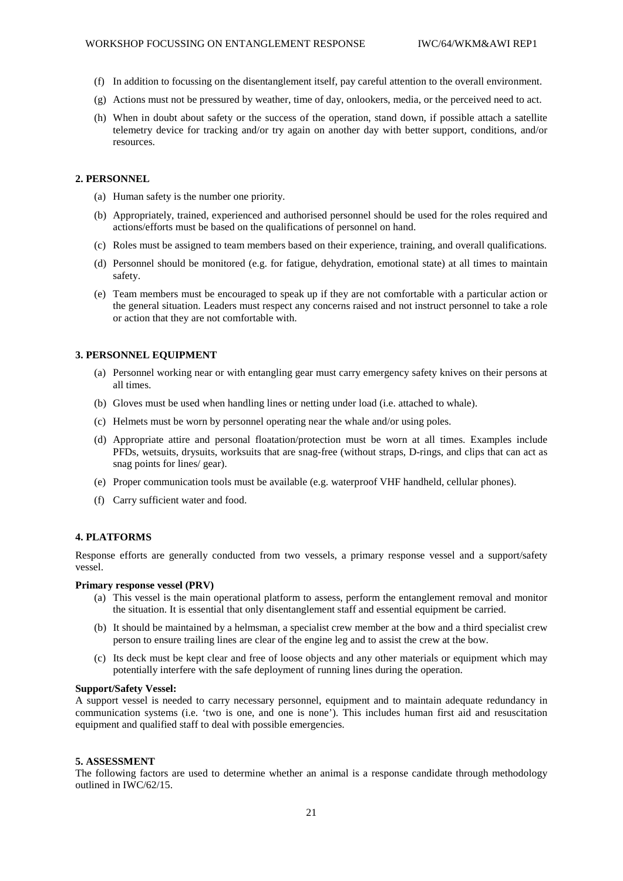(f) In addition to focussing on the disentanglement itself, pay careful attention to the overall environment.

(g) Actions must not be pressured by weather, time of day, onlookers, media, or the perceived need to act.

(h) When in doubt about safety or the success of the operation, stand down, if possible attach a satellite telemetry device for tracking and/or try again on another day with better support, conditions, and/or resources.

**2. PERSONNEL**

(a) Human safety is the number one priority.

(b) Appropriately, trained, experienced and authorised personnel should be used for the roles required and actions/efforts must be based on the qualifications of personnel on hand.

(c) Roles must be assigned to team members based on their experience, training, and overall qualifications.

(d) Personnel should be monitored (e.g. for fatigue, dehydration, emotional state) at all times to maintain safety.

(e) Team members must be encouraged to speak up if they are not comfortable with a particular action or the general situation. Leaders must respect any concerns raised and not instruct personnel to take a role or action that they are not comfortable with.

**3. PERSONNEL EQUIPMENT**

(a) Personnel working near or with entangling gear must carry emergency safety knives on their persons at all times.

(b) Gloves must be used when handling lines or netting under load (i.e. attached to whale).

(c) Helmets must be worn by personnel operating near the whale and/or using poles.

(d) Appropriate attire and personal floatation/protection must be worn at all times. Examples include PFDs, wetsuits, drysuits, worksuits that are snag-free (without straps, D-rings, and clips that can act as snag points for lines/ gear).

(e) Proper communication tools must be available (e.g. waterproof VHF handheld, cellular phones).

(f) Carry sufficient water and food.

**4. PLATFORMS**

Response efforts are generally conducted from two vessels, a primary response vessel and a support/safety vessel.

**Primary response vessel (PRV)**

(a) This vessel is the main operational platform to assess, perform the entanglement removal and monitor the situation. It is essential that only disentanglement staff and essential equipment be carried.

(b) It should be maintained by a helmsman, a specialist crew member at the bow and a third specialist crew person to ensure trailing lines are clear of the engine leg and to assist the crew at the bow.

(c) Its deck must be kept clear and free of loose objects and any other materials or equipment which may potentially interfere with the safe deployment of running lines during the operation.

**Support/Safety Vessel:**

A support vessel is needed to carry necessary personnel, equipment and to maintain adequate redundancy in communication systems (i.e. 'two is one, and one is none'). This includes human first aid and resuscitation equipment and qualified staff to deal with possible emergencies.

**5. ASSESSMENT**

The following factors are used to determine whether an animal is a response candidate through methodology outlined in IWC/62/15.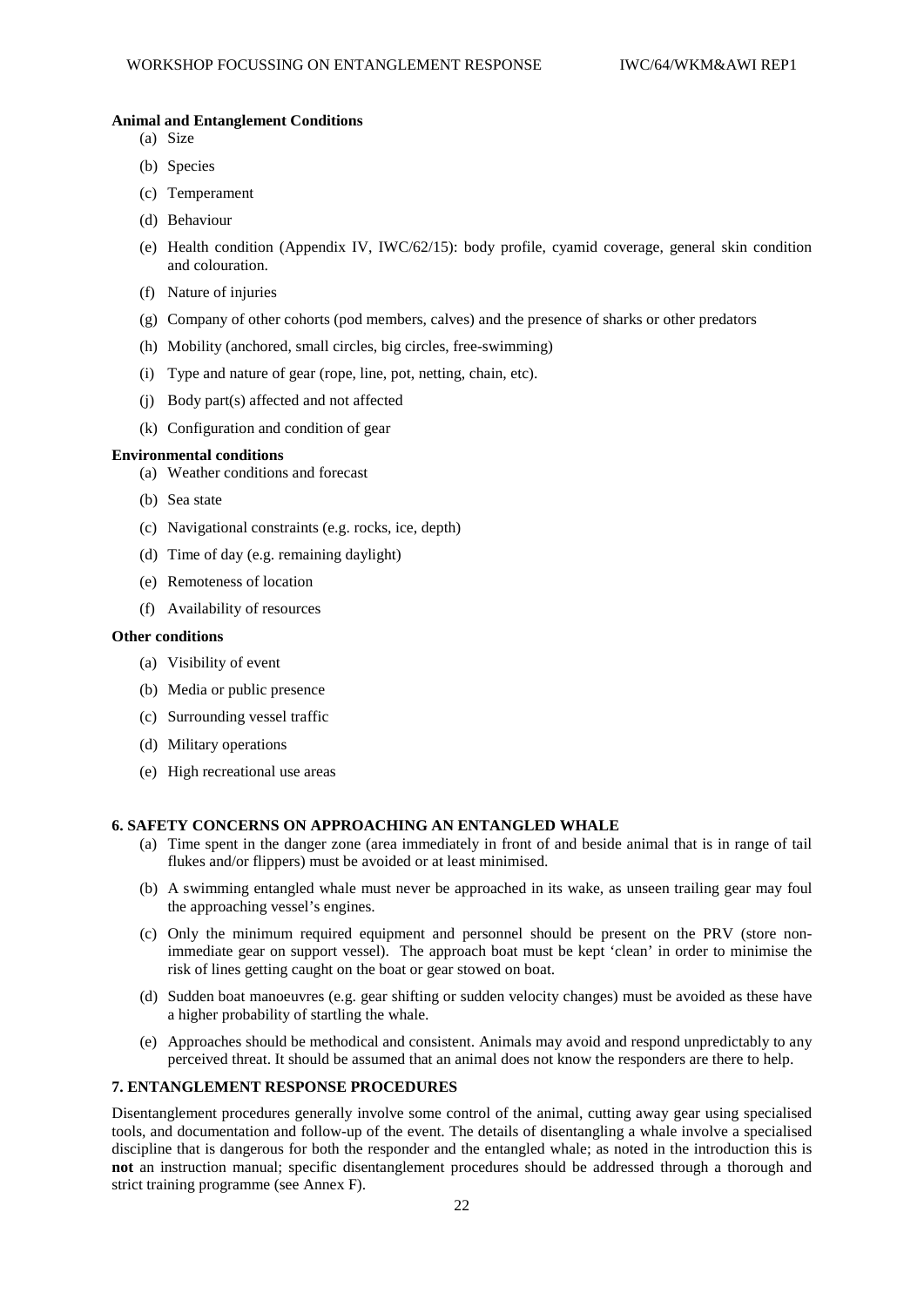**Animal and Entanglement Conditions**

(a) Size

(b) Species

(c) Temperament

(d) Behaviour

(e) Health condition (Appendix IV, IWC/62/15): body profile, cyamid coverage, general skin condition and colouration.

(f) Nature of injuries

(g) Company of other cohorts (pod members, calves) and the presence of sharks or other predators

(h) Mobility (anchored, small circles, big circles, free-swimming)

(i) Type and nature of gear (rope, line, pot, netting, chain, etc).

(j) Body part(s) affected and not affected

(k) Configuration and condition of gear

**Environmental conditions**

(a) Weather conditions and forecast

(b) Sea state

(c) Navigational constraints (e.g. rocks, ice, depth)

(d) Time of day (e.g. remaining daylight)

(e) Remoteness of location

(f) Availability of resources

**Other conditions**

(a) Visibility of event

(b) Media or public presence

(c) Surrounding vessel traffic

(d) Military operations

(e) High recreational use areas

**6. SAFETY CONCERNS ON APPROACHING AN ENTANGLED WHALE**

(a) Time spent in the danger zone (area immediately in front of and beside animal that is in range of tail flukes and/or flippers) must be avoided or at least minimised.

(b) A swimming entangled whale must never be approached in its wake, as unseen trailing gear may foul the approaching vessel's engines.

(c) Only the minimum required equipment and personnel should be present on the PRV (store non-immediate gear on support vessel). The approach boat must be kept 'clean' in order to minimise the risk of lines getting caught on the boat or gear stowed on boat.

(d) Sudden boat manoeuvres (e.g. gear shifting or sudden velocity changes) must be avoided as these have a higher probability of startling the whale.

(e) Approaches should be methodical and consistent. Animals may avoid and respond unpredictably to any perceived threat. It should be assumed that an animal does not know the responders are there to help.

**7. ENTANGLEMENT RESPONSE PROCEDURES**

Disentanglement procedures generally involve some control of the animal, cutting away gear using specialised tools, and documentation and follow-up of the event. The details of disentangling a whale involve a specialised discipline that is dangerous for both the responder and the entangled whale; as noted in the introduction this is **not** an instruction manual; specific disentanglement procedures should be addressed through a thorough and strict training programme (see Annex F).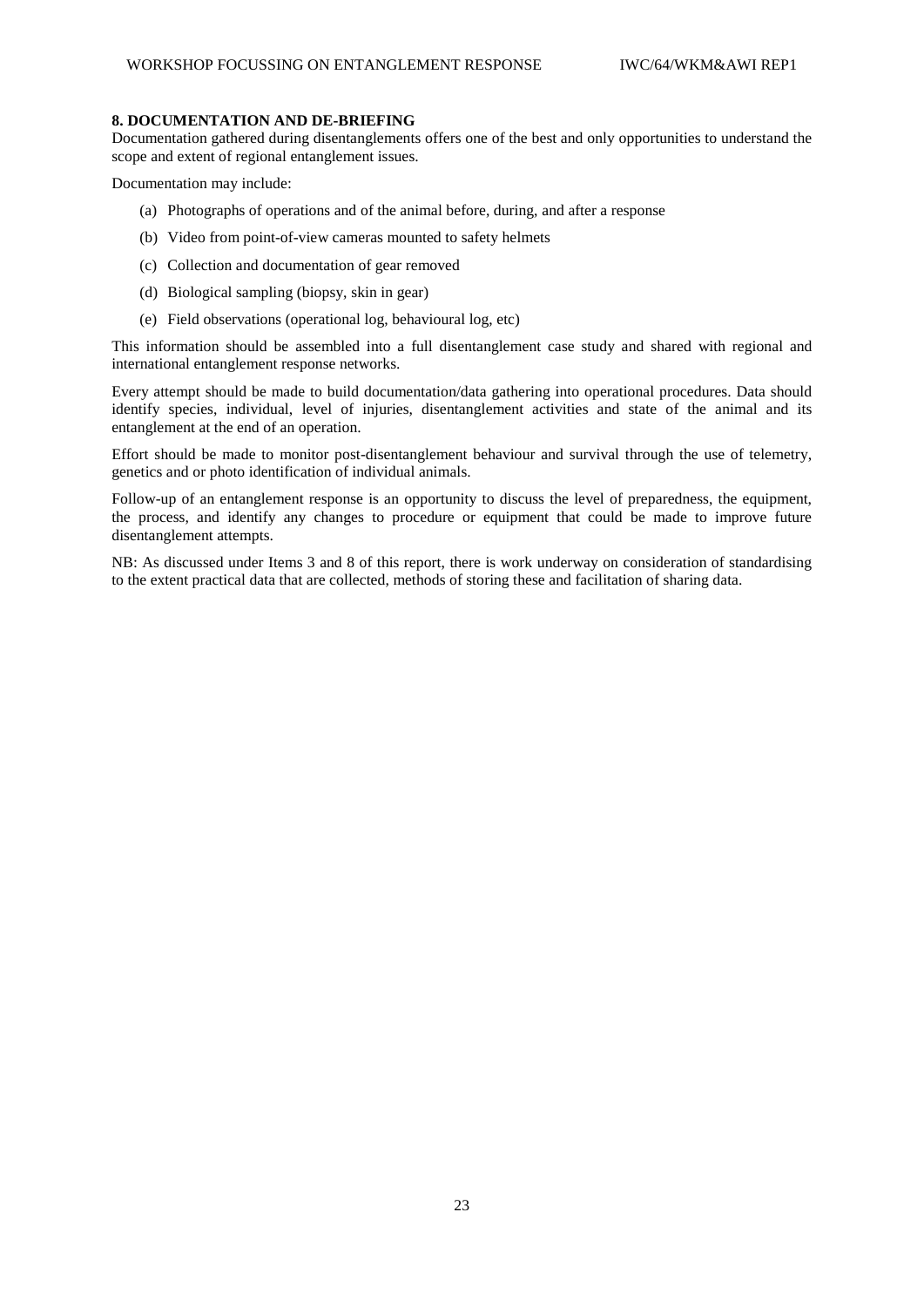## 8. DOCUMENTATION AND DE-BRIEFING

Documentation gathered during disentanglements offers one of the best and only opportunities to understand the scope and extent of regional entanglement issues.

Documentation may include:

(a) Photographs of operations and of the animal before, during, and after a response

(b) Video from point-of-view cameras mounted to safety helmets

(c) Collection and documentation of gear removed

(d) Biological sampling (biopsy, skin in gear)

(e) Field observations (operational log, behavioural log, etc)

This information should be assembled into a full disentanglement case study and shared with regional and international entanglement response networks.

Every attempt should be made to build documentation/data gathering into operational procedures. Data should identify species, individual, level of injuries, disentanglement activities and state of the animal and its entanglement at the end of an operation.

Effort should be made to monitor post-disentanglement behaviour and survival through the use of telemetry, genetics and or photo identification of individual animals.

Follow-up of an entanglement response is an opportunity to discuss the level of preparedness, the equipment, the process, and identify any changes to procedure or equipment that could be made to improve future disentanglement attempts.

NB: As discussed under Items 3 and 8 of this report, there is work underway on consideration of standardising to the extent practical data that are collected, methods of storing these and facilitation of sharing data.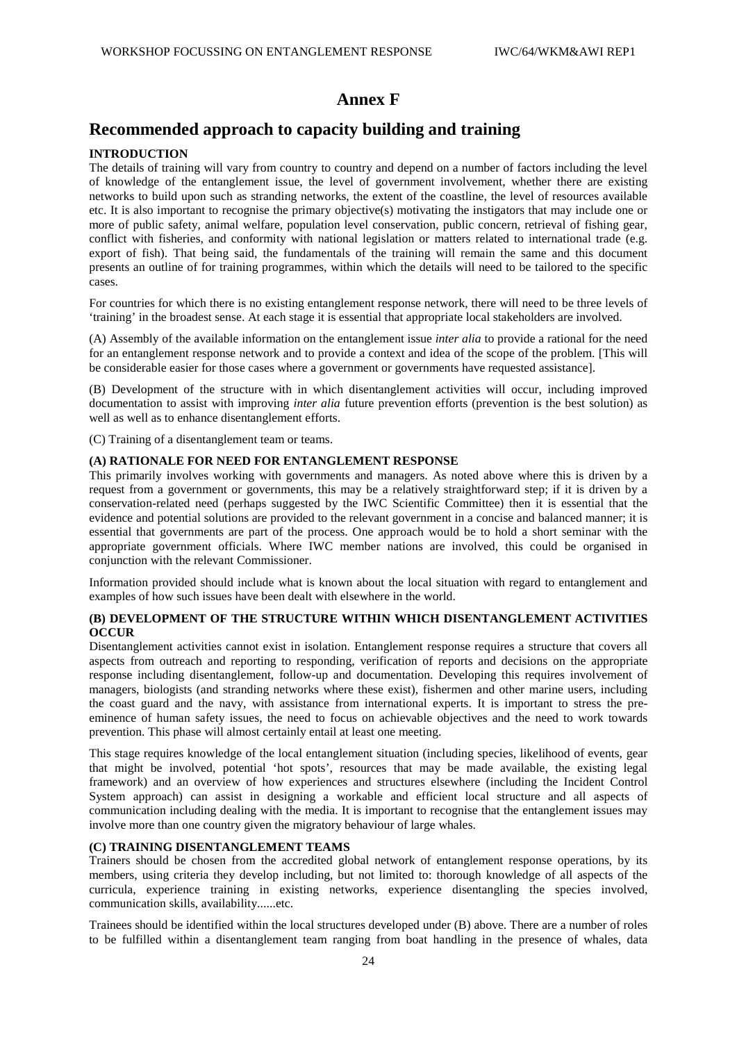# Annex F

# Recommended approach to capacity building and training

**INTRODUCTION**

The details of training will vary from country to country and depend on a number of factors including the level of knowledge of the entanglement issue, the level of government involvement, whether there are existing networks to build upon such as stranding networks, the extent of the coastline, the level of resources available etc. It is also important to recognise the primary objective(s) motivating the instigators that may include one or more of public safety, animal welfare, population level conservation, public concern, retrieval of fishing gear, conflict with fisheries, and conformity with national legislation or matters related to international trade (e.g. export of fish). That being said, the fundamentals of the training will remain the same and this document presents an outline of for training programmes, within which the details will need to be tailored to the specific cases.

For countries for which there is no existing entanglement response network, there will need to be three levels of 'training' in the broadest sense. At each stage it is essential that appropriate local stakeholders are involved.

(A) Assembly of the available information on the entanglement issue *inter alia* to provide a rational for the need for an entanglement response network and to provide a context and idea of the scope of the problem. [This will be considerable easier for those cases where a government or governments have requested assistance].

(B) Development of the structure with in which disentanglement activities will occur, including improved documentation to assist with improving *inter alia* future prevention efforts (prevention is the best solution) as well as well as to enhance disentanglement efforts.

(C) Training of a disentanglement team or teams.

**(A) RATIONALE FOR NEED FOR ENTANGLEMENT RESPONSE**

This primarily involves working with governments and managers. As noted above where this is driven by a request from a government or governments, this may be a relatively straightforward step; if it is driven by a conservation-related need (perhaps suggested by the IWC Scientific Committee) then it is essential that the evidence and potential solutions are provided to the relevant government in a concise and balanced manner; it is essential that governments are part of the process. One approach would be to hold a short seminar with the appropriate government officials. Where IWC member nations are involved, this could be organised in conjunction with the relevant Commissioner.

Information provided should include what is known about the local situation with regard to entanglement and examples of how such issues have been dealt with elsewhere in the world.

**(B) DEVELOPMENT OF THE STRUCTURE WITHIN WHICH DISENTANGLEMENT ACTIVITIES OCCUR**

Disentanglement activities cannot exist in isolation. Entanglement response requires a structure that covers all aspects from outreach and reporting to responding, verification of reports and decisions on the appropriate response including disentanglement, follow-up and documentation. Developing this requires involvement of managers, biologists (and stranding networks where these exist), fishermen and other marine users, including the coast guard and the navy, with assistance from international experts. It is important to stress the pre-eminence of human safety issues, the need to focus on achievable objectives and the need to work towards prevention. This phase will almost certainly entail at least one meeting.

This stage requires knowledge of the local entanglement situation (including species, likelihood of events, gear that might be involved, potential 'hot spots', resources that may be made available, the existing legal framework) and an overview of how experiences and structures elsewhere (including the Incident Control System approach) can assist in designing a workable and efficient local structure and all aspects of communication including dealing with the media. It is important to recognise that the entanglement issues may involve more than one country given the migratory behaviour of large whales.

**(C) TRAINING DISENTANGLEMENT TEAMS**

Trainers should be chosen from the accredited global network of entanglement response operations, by its members, using criteria they develop including, but not limited to: thorough knowledge of all aspects of the curricula, experience training in existing networks, experience disentangling the species involved, communication skills, availability......etc.

Trainees should be identified within the local structures developed under (B) above. There are a number of roles to be fulfilled within a disentanglement team ranging from boat handling in the presence of whales, data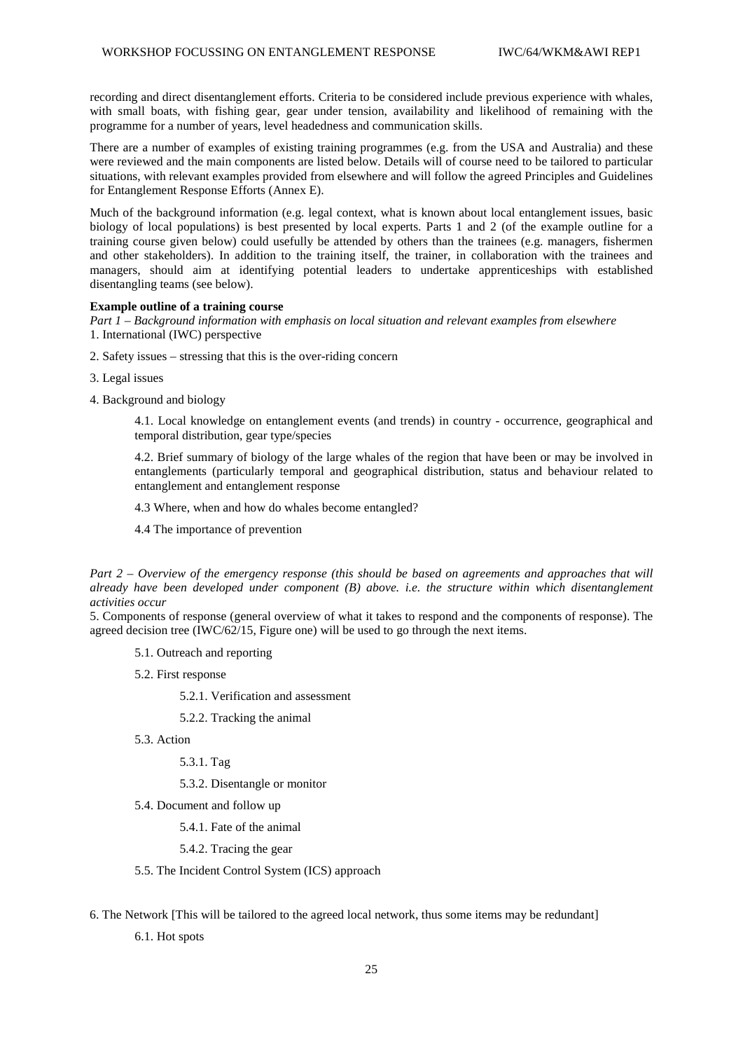recording and direct disentanglement efforts. Criteria to be considered include previous experience with whales, with small boats, with fishing gear, gear under tension, availability and likelihood of remaining with the programme for a number of years, level headedness and communication skills.

There are a number of examples of existing training programmes (e.g. from the USA and Australia) and these were reviewed and the main components are listed below. Details will of course need to be tailored to particular situations, with relevant examples provided from elsewhere and will follow the agreed Principles and Guidelines for Entanglement Response Efforts (Annex E).

Much of the background information (e.g. legal context, what is known about local entanglement issues, basic biology of local populations) is best presented by local experts. Parts 1 and 2 (of the example outline for a training course given below) could usefully be attended by others than the trainees (e.g. managers, fishermen and other stakeholders). In addition to the training itself, the trainer, in collaboration with the trainees and managers, should aim at identifying potential leaders to undertake apprenticeships with established disentangling teams (see below).

**Example outline of a training course**

*Part 1 – Background information with emphasis on local situation and relevant examples from elsewhere*

1. International (IWC) perspective

2. Safety issues – stressing that this is the over-riding concern

3. Legal issues

4. Background and biology

    4.1. Local knowledge on entanglement events (and trends) in country - occurrence, geographical and temporal distribution, gear type/species

    4.2. Brief summary of biology of the large whales of the region that have been or may be involved in entanglements (particularly temporal and geographical distribution, status and behaviour related to entanglement and entanglement response

    4.3 Where, when and how do whales become entangled?

    4.4 The importance of prevention

*Part 2 – Overview of the emergency response (this should be based on agreements and approaches that will already have been developed under component (B) above. i.e. the structure within which disentanglement activities occur*

5. Components of response (general overview of what it takes to respond and the components of response). The agreed decision tree (IWC/62/15, Figure one) will be used to go through the next items.

    5.1. Outreach and reporting

    5.2. First response

        5.2.1. Verification and assessment

        5.2.2. Tracking the animal

    5.3. Action

        5.3.1. Tag

        5.3.2. Disentangle or monitor

    5.4. Document and follow up

        5.4.1. Fate of the animal

        5.4.2. Tracing the gear

    5.5. The Incident Control System (ICS) approach

6. The Network [This will be tailored to the agreed local network, thus some items may be redundant]

    6.1. Hot spots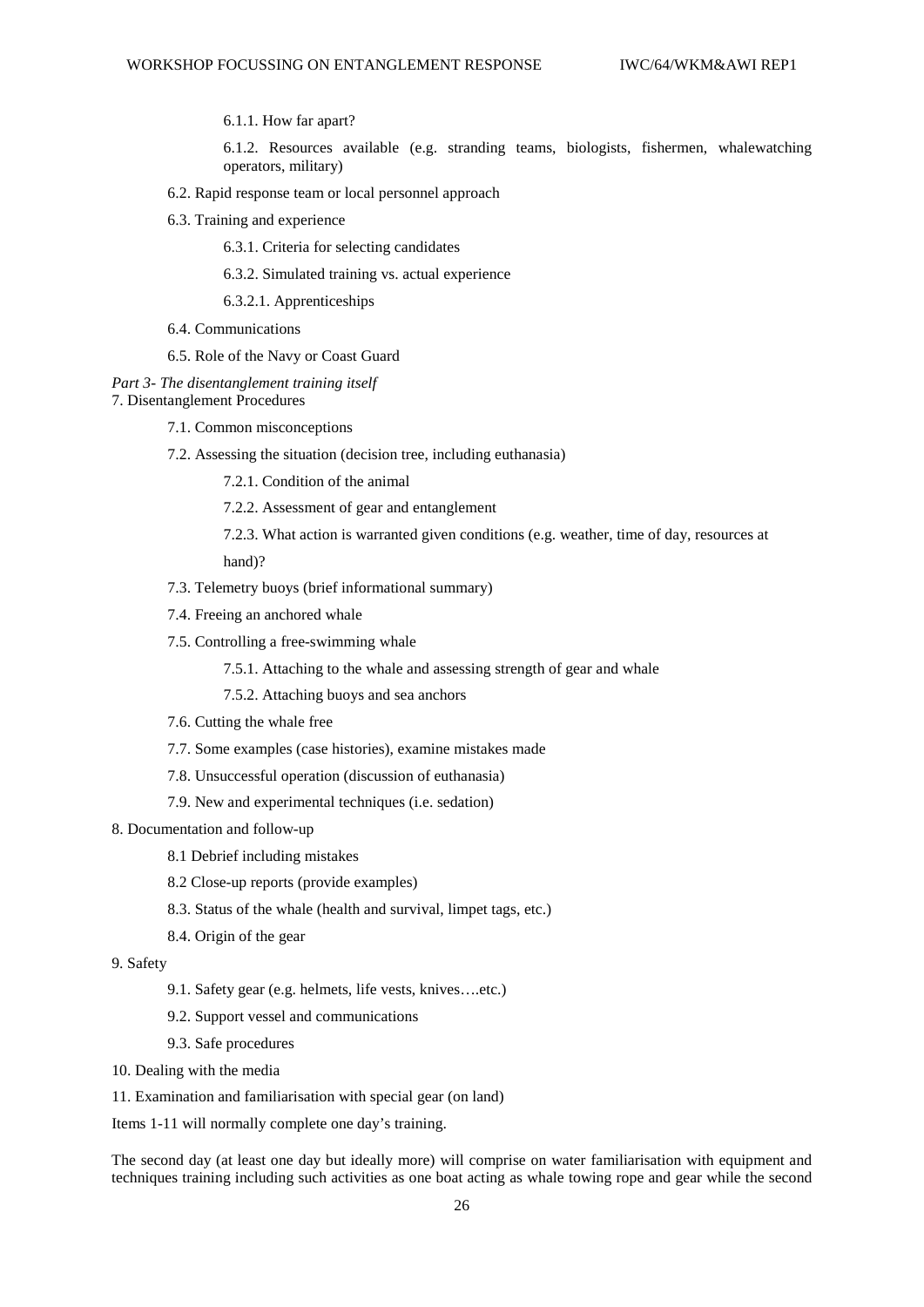6.1.1. How far apart?

6.1.2. Resources available (e.g. stranding teams, biologists, fishermen, whalewatching operators, military)

6.2. Rapid response team or local personnel approach

6.3. Training and experience

6.3.1. Criteria for selecting candidates

6.3.2. Simulated training vs. actual experience

6.3.2.1. Apprenticeships

6.4. Communications

6.5. Role of the Navy or Coast Guard

*Part 3- The disentanglement training itself*

7. Disentanglement Procedures

7.1. Common misconceptions

7.2. Assessing the situation (decision tree, including euthanasia)

7.2.1. Condition of the animal

7.2.2. Assessment of gear and entanglement

7.2.3. What action is warranted given conditions (e.g. weather, time of day, resources at hand)?

7.3. Telemetry buoys (brief informational summary)

7.4. Freeing an anchored whale

7.5. Controlling a free-swimming whale

7.5.1. Attaching to the whale and assessing strength of gear and whale

7.5.2. Attaching buoys and sea anchors

7.6. Cutting the whale free

7.7. Some examples (case histories), examine mistakes made

7.8. Unsuccessful operation (discussion of euthanasia)

7.9. New and experimental techniques (i.e. sedation)

8. Documentation and follow-up

8.1 Debrief including mistakes

8.2 Close-up reports (provide examples)

8.3. Status of the whale (health and survival, limpet tags, etc.)

8.4. Origin of the gear

9. Safety

9.1. Safety gear (e.g. helmets, life vests, knives….etc.)

9.2. Support vessel and communications

9.3. Safe procedures

10. Dealing with the media

11. Examination and familiarisation with special gear (on land)

Items 1-11 will normally complete one day's training.

The second day (at least one day but ideally more) will comprise on water familiarisation with equipment and techniques training including such activities as one boat acting as whale towing rope and gear while the second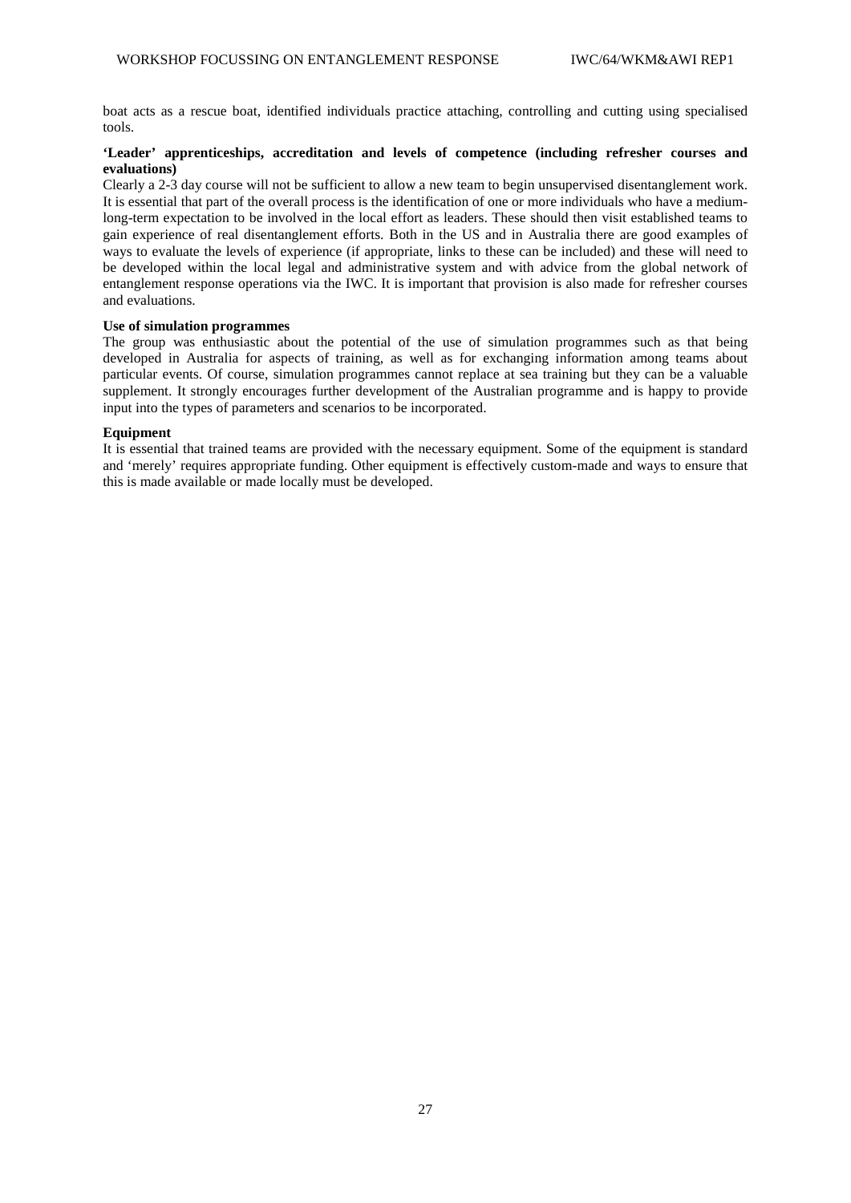boat acts as a rescue boat, identified individuals practice attaching, controlling and cutting using specialised tools.

**'Leader' apprenticeships, accreditation and levels of competence (including refresher courses and evaluations)**

Clearly a 2-3 day course will not be sufficient to allow a new team to begin unsupervised disentanglement work. It is essential that part of the overall process is the identification of one or more individuals who have a medium-long-term expectation to be involved in the local effort as leaders. These should then visit established teams to gain experience of real disentanglement efforts. Both in the US and in Australia there are good examples of ways to evaluate the levels of experience (if appropriate, links to these can be included) and these will need to be developed within the local legal and administrative system and with advice from the global network of entanglement response operations via the IWC. It is important that provision is also made for refresher courses and evaluations.

**Use of simulation programmes**

The group was enthusiastic about the potential of the use of simulation programmes such as that being developed in Australia for aspects of training, as well as for exchanging information among teams about particular events. Of course, simulation programmes cannot replace at sea training but they can be a valuable supplement. It strongly encourages further development of the Australian programme and is happy to provide input into the types of parameters and scenarios to be incorporated.

**Equipment**

It is essential that trained teams are provided with the necessary equipment. Some of the equipment is standard and 'merely' requires appropriate funding. Other equipment is effectively custom-made and ways to ensure that this is made available or made locally must be developed.